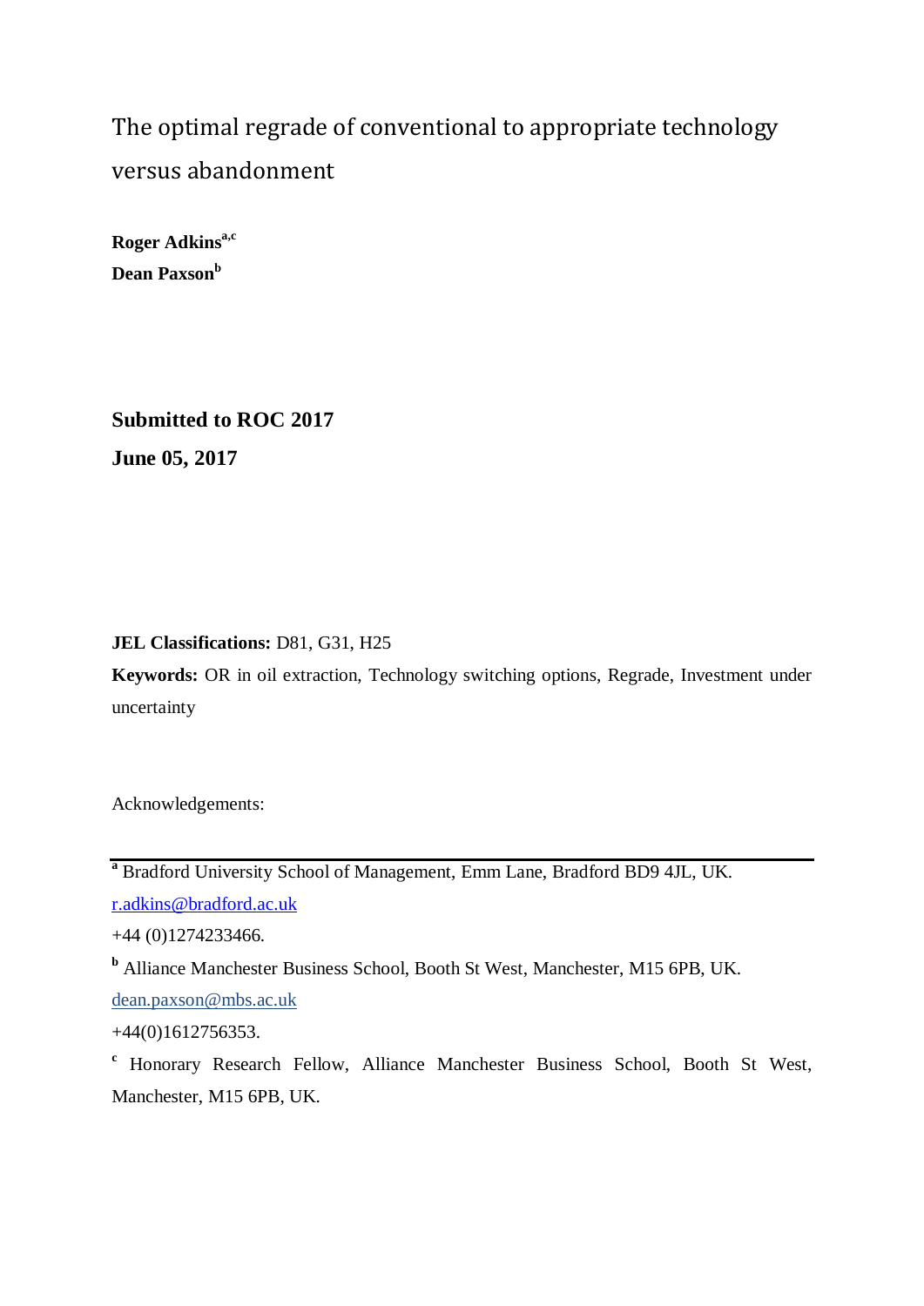# The optimal regrade of conventional to appropriate technology versus abandonment

**Roger Adkins**[a,c]
**Dean Paxson**[b]

**Submitted to ROC 2017**
**June 05, 2017**

**JEL Classifications:** D81, G31, H25

**Keywords:** OR in oil extraction, Technology switching options, Regrade, Investment under uncertainty

Acknowledgements:

---

[a] Bradford University School of Management, Emm Lane, Bradford BD9 4JL, UK.
r.adkins@bradford.ac.uk
+44 (0)1274233466.

[b] Alliance Manchester Business School, Booth St West, Manchester, M15 6PB, UK.
dean.paxson@mbs.ac.uk
+44(0)1612756353.

[c] Honorary Research Fellow, Alliance Manchester Business School, Booth St West, Manchester, M15 6PB, UK.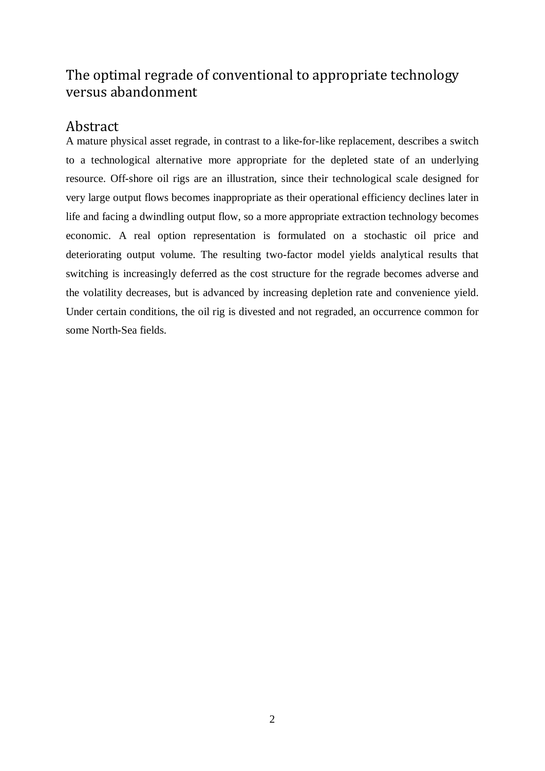# The optimal regrade of conventional to appropriate technology versus abandonment

## Abstract

A mature physical asset regrade, in contrast to a like-for-like replacement, describes a switch to a technological alternative more appropriate for the depleted state of an underlying resource. Off-shore oil rigs are an illustration, since their technological scale designed for very large output flows becomes inappropriate as their operational efficiency declines later in life and facing a dwindling output flow, so a more appropriate extraction technology becomes economic. A real option representation is formulated on a stochastic oil price and deteriorating output volume. The resulting two-factor model yields analytical results that switching is increasingly deferred as the cost structure for the regrade becomes adverse and the volatility decreases, but is advanced by increasing depletion rate and convenience yield. Under certain conditions, the oil rig is divested and not regraded, an occurrence common for some North-Sea fields.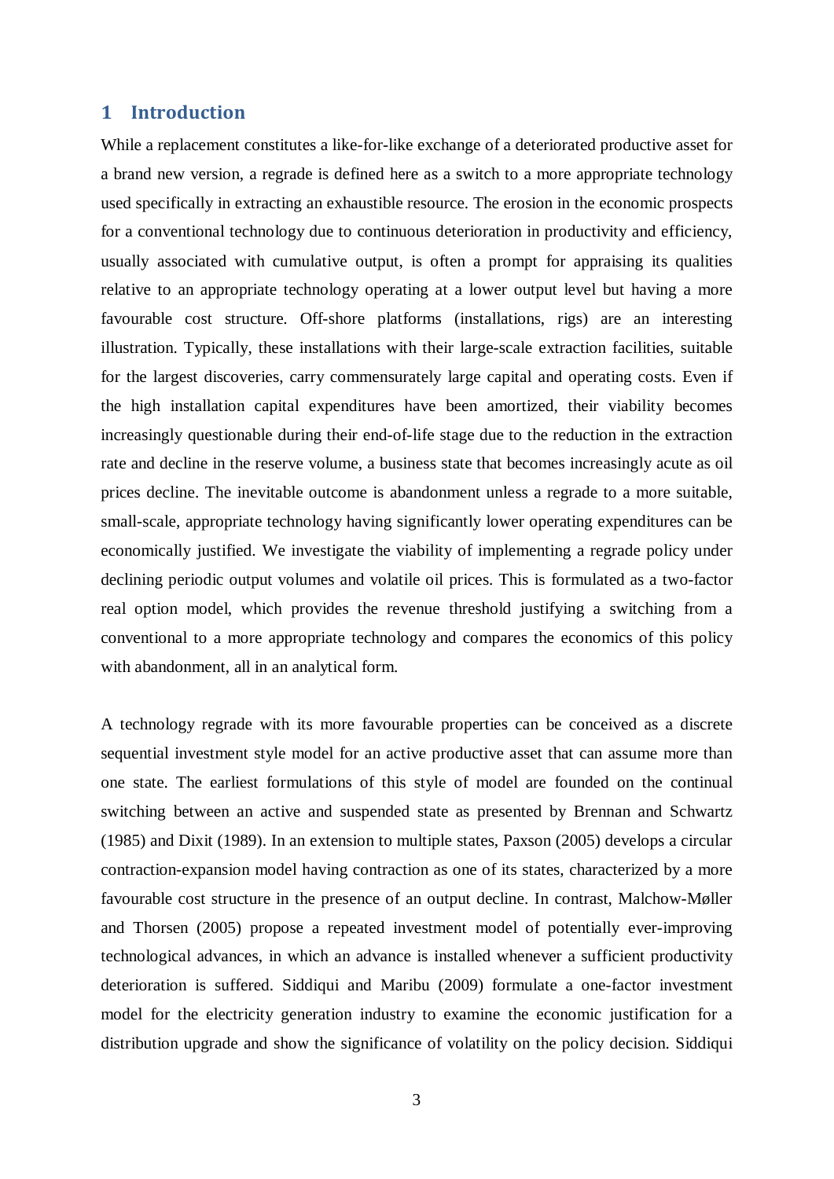# 1 Introduction

While a replacement constitutes a like-for-like exchange of a deteriorated productive asset for a brand new version, a regrade is defined here as a switch to a more appropriate technology used specifically in extracting an exhaustible resource. The erosion in the economic prospects for a conventional technology due to continuous deterioration in productivity and efficiency, usually associated with cumulative output, is often a prompt for appraising its qualities relative to an appropriate technology operating at a lower output level but having a more favourable cost structure. Off-shore platforms (installations, rigs) are an interesting illustration. Typically, these installations with their large-scale extraction facilities, suitable for the largest discoveries, carry commensurately large capital and operating costs. Even if the high installation capital expenditures have been amortized, their viability becomes increasingly questionable during their end-of-life stage due to the reduction in the extraction rate and decline in the reserve volume, a business state that becomes increasingly acute as oil prices decline. The inevitable outcome is abandonment unless a regrade to a more suitable, small-scale, appropriate technology having significantly lower operating expenditures can be economically justified. We investigate the viability of implementing a regrade policy under declining periodic output volumes and volatile oil prices. This is formulated as a two-factor real option model, which provides the revenue threshold justifying a switching from a conventional to a more appropriate technology and compares the economics of this policy with abandonment, all in an analytical form.

A technology regrade with its more favourable properties can be conceived as a discrete sequential investment style model for an active productive asset that can assume more than one state. The earliest formulations of this style of model are founded on the continual switching between an active and suspended state as presented by Brennan and Schwartz (1985) and Dixit (1989). In an extension to multiple states, Paxson (2005) develops a circular contraction-expansion model having contraction as one of its states, characterized by a more favourable cost structure in the presence of an output decline. In contrast, Malchow-Møller and Thorsen (2005) propose a repeated investment model of potentially ever-improving technological advances, in which an advance is installed whenever a sufficient productivity deterioration is suffered. Siddiqui and Maribu (2009) formulate a one-factor investment model for the electricity generation industry to examine the economic justification for a distribution upgrade and show the significance of volatility on the policy decision. Siddiqui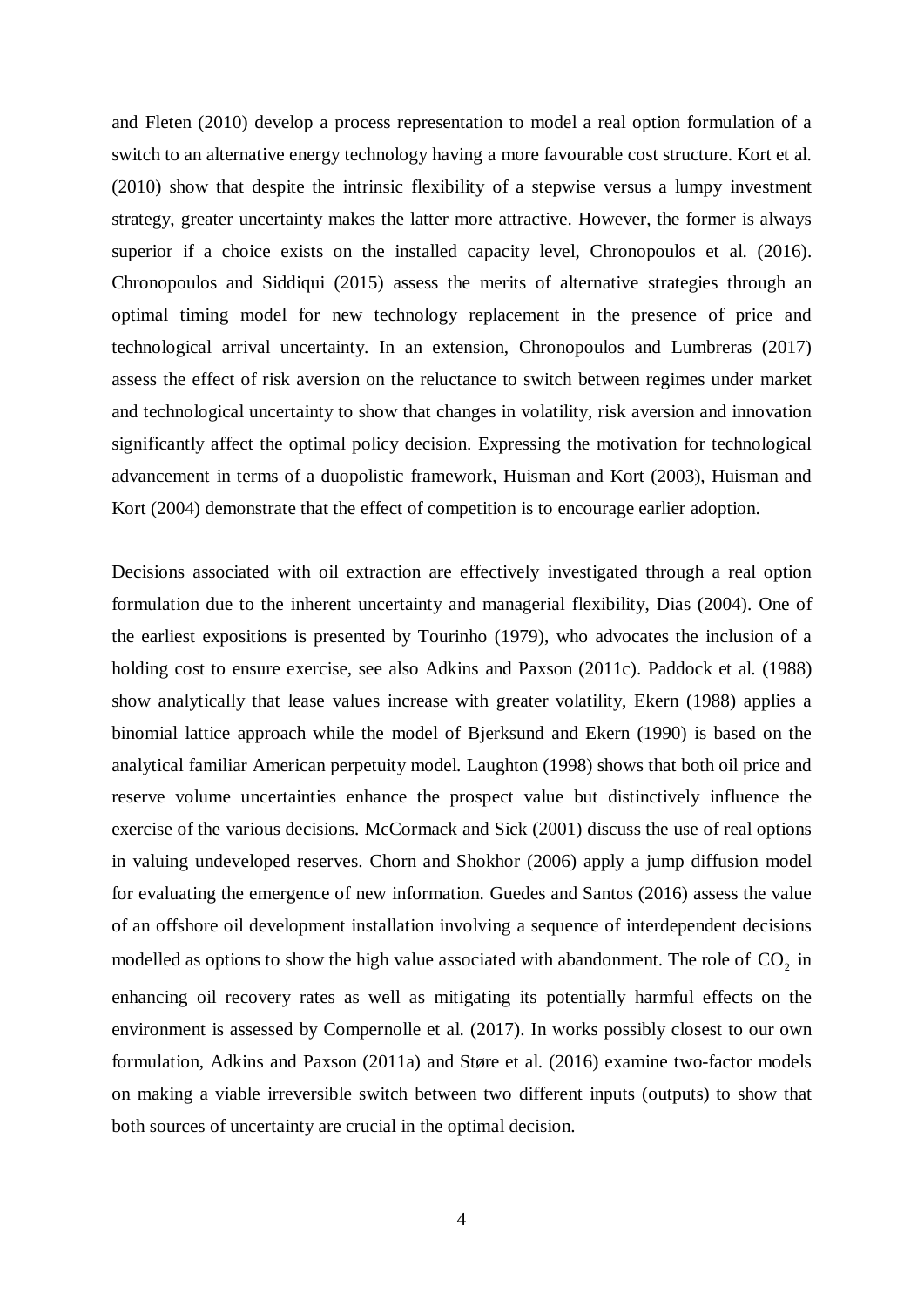and Fleten (2010) develop a process representation to model a real option formulation of a switch to an alternative energy technology having a more favourable cost structure. Kort et al. (2010) show that despite the intrinsic flexibility of a stepwise versus a lumpy investment strategy, greater uncertainty makes the latter more attractive. However, the former is always superior if a choice exists on the installed capacity level, Chronopoulos et al. (2016). Chronopoulos and Siddiqui (2015) assess the merits of alternative strategies through an optimal timing model for new technology replacement in the presence of price and technological arrival uncertainty. In an extension, Chronopoulos and Lumbreras (2017) assess the effect of risk aversion on the reluctance to switch between regimes under market and technological uncertainty to show that changes in volatility, risk aversion and innovation significantly affect the optimal policy decision. Expressing the motivation for technological advancement in terms of a duopolistic framework, Huisman and Kort (2003), Huisman and Kort (2004) demonstrate that the effect of competition is to encourage earlier adoption.

Decisions associated with oil extraction are effectively investigated through a real option formulation due to the inherent uncertainty and managerial flexibility, Dias (2004). One of the earliest expositions is presented by Tourinho (1979), who advocates the inclusion of a holding cost to ensure exercise, see also Adkins and Paxson (2011c). Paddock et al. (1988) show analytically that lease values increase with greater volatility, Ekern (1988) applies a binomial lattice approach while the model of Bjerksund and Ekern (1990) is based on the analytical familiar American perpetuity model. Laughton (1998) shows that both oil price and reserve volume uncertainties enhance the prospect value but distinctively influence the exercise of the various decisions. McCormack and Sick (2001) discuss the use of real options in valuing undeveloped reserves. Chorn and Shokhor (2006) apply a jump diffusion model for evaluating the emergence of new information. Guedes and Santos (2016) assess the value of an offshore oil development installation involving a sequence of interdependent decisions modelled as options to show the high value associated with abandonment. The role of $CO_2$ in enhancing oil recovery rates as well as mitigating its potentially harmful effects on the environment is assessed by Compernolle et al. (2017). In works possibly closest to our own formulation, Adkins and Paxson (2011a) and Støre et al. (2016) examine two-factor models on making a viable irreversible switch between two different inputs (outputs) to show that both sources of uncertainty are crucial in the optimal decision.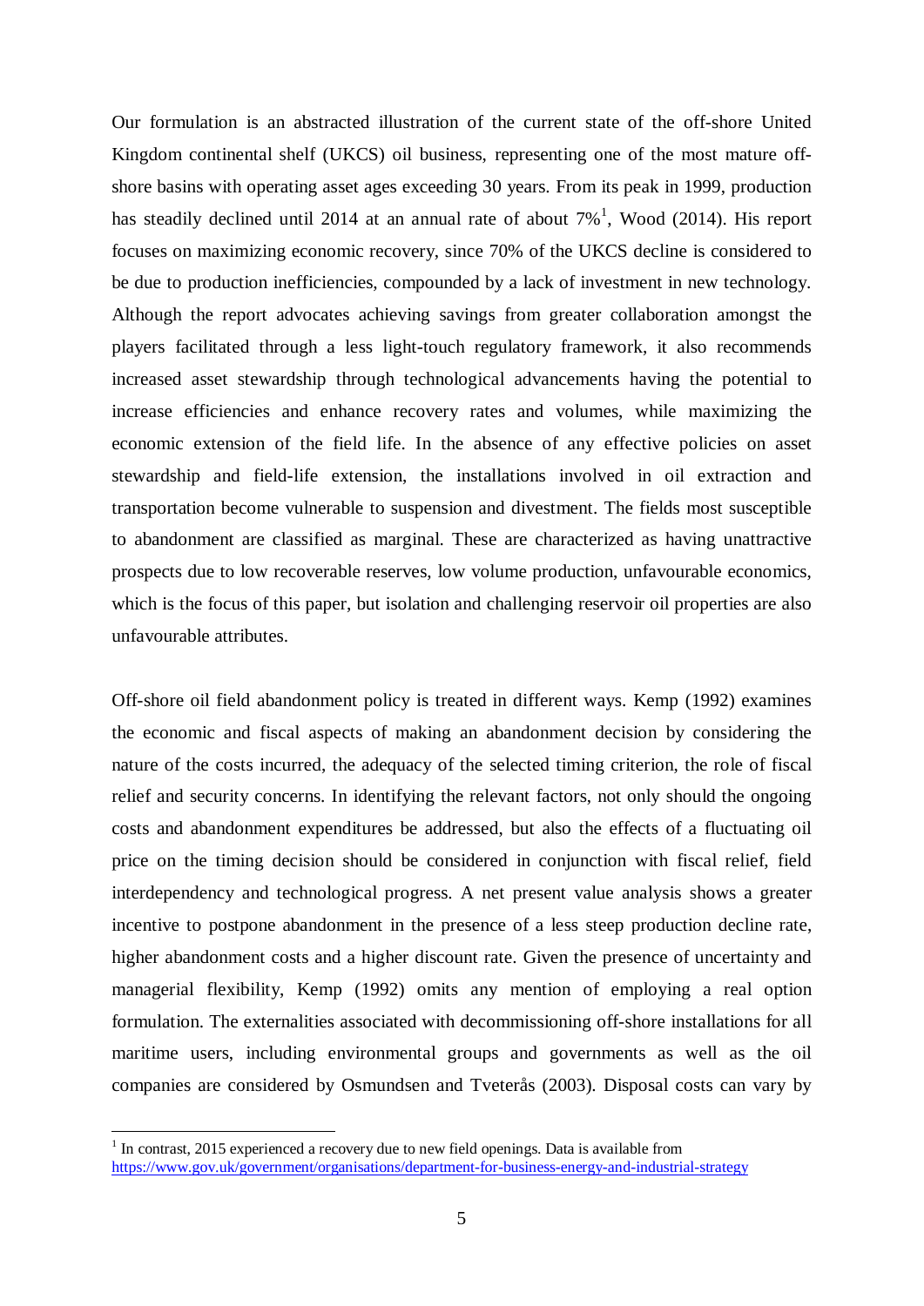Our formulation is an abstracted illustration of the current state of the off-shore United Kingdom continental shelf (UKCS) oil business, representing one of the most mature off-shore basins with operating asset ages exceeding 30 years. From its peak in 1999, production has steadily declined until 2014 at an annual rate of about 7%[1], Wood (2014). His report focuses on maximizing economic recovery, since 70% of the UKCS decline is considered to be due to production inefficiencies, compounded by a lack of investment in new technology. Although the report advocates achieving savings from greater collaboration amongst the players facilitated through a less light-touch regulatory framework, it also recommends increased asset stewardship through technological advancements having the potential to increase efficiencies and enhance recovery rates and volumes, while maximizing the economic extension of the field life. In the absence of any effective policies on asset stewardship and field-life extension, the installations involved in oil extraction and transportation become vulnerable to suspension and divestment. The fields most susceptible to abandonment are classified as marginal. These are characterized as having unattractive prospects due to low recoverable reserves, low volume production, unfavourable economics, which is the focus of this paper, but isolation and challenging reservoir oil properties are also unfavourable attributes.

Off-shore oil field abandonment policy is treated in different ways. Kemp (1992) examines the economic and fiscal aspects of making an abandonment decision by considering the nature of the costs incurred, the adequacy of the selected timing criterion, the role of fiscal relief and security concerns. In identifying the relevant factors, not only should the ongoing costs and abandonment expenditures be addressed, but also the effects of a fluctuating oil price on the timing decision should be considered in conjunction with fiscal relief, field interdependency and technological progress. A net present value analysis shows a greater incentive to postpone abandonment in the presence of a less steep production decline rate, higher abandonment costs and a higher discount rate. Given the presence of uncertainty and managerial flexibility, Kemp (1992) omits any mention of employing a real option formulation. The externalities associated with decommissioning off-shore installations for all maritime users, including environmental groups and governments as well as the oil companies are considered by Osmundsen and Tveterås (2003). Disposal costs can vary by

[1] In contrast, 2015 experienced a recovery due to new field openings. Data is available from https://www.gov.uk/government/organisations/department-for-business-energy-and-industrial-strategy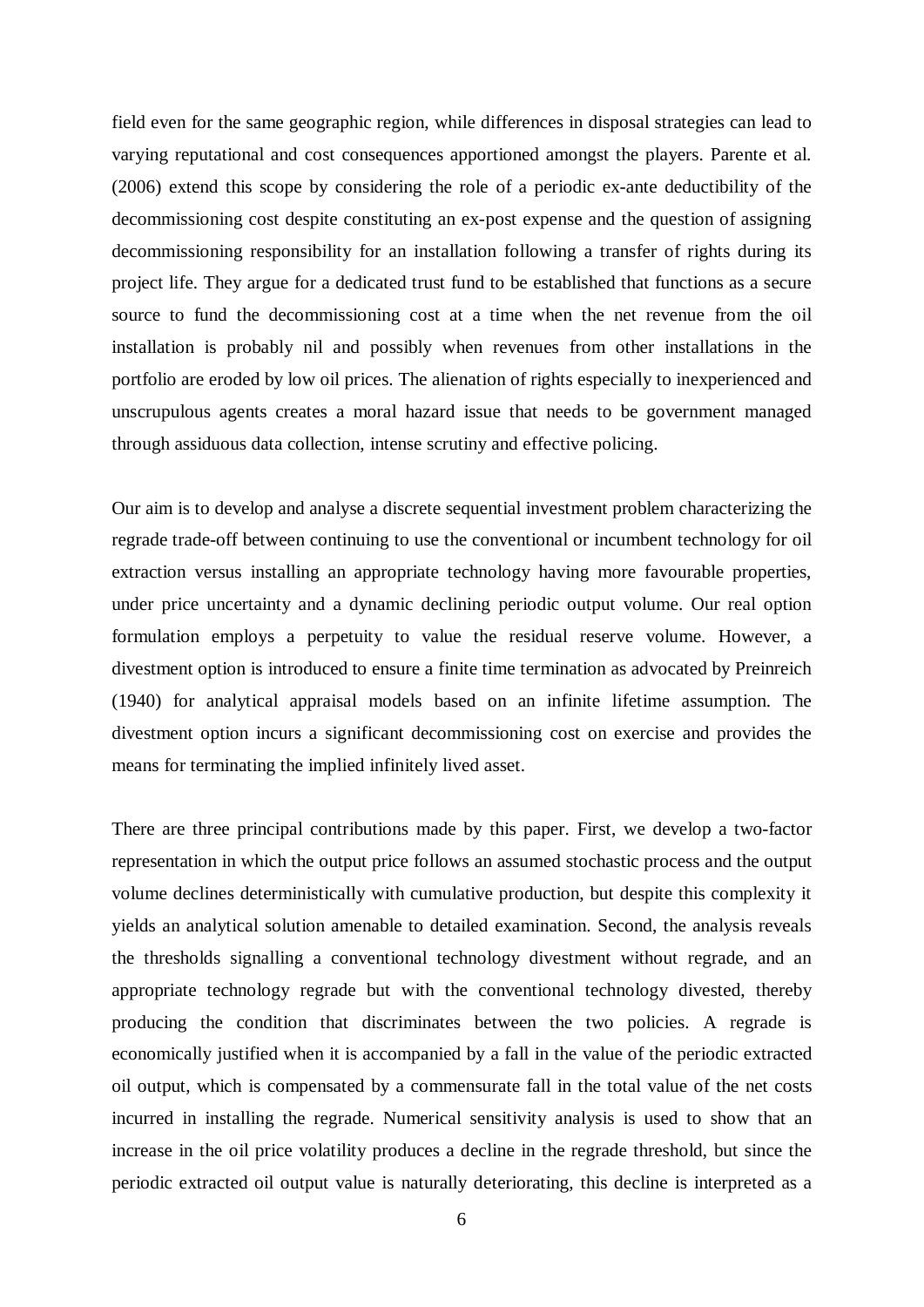field even for the same geographic region, while differences in disposal strategies can lead to varying reputational and cost consequences apportioned amongst the players. Parente et al. (2006) extend this scope by considering the role of a periodic ex-ante deductibility of the decommissioning cost despite constituting an ex-post expense and the question of assigning decommissioning responsibility for an installation following a transfer of rights during its project life. They argue for a dedicated trust fund to be established that functions as a secure source to fund the decommissioning cost at a time when the net revenue from the oil installation is probably nil and possibly when revenues from other installations in the portfolio are eroded by low oil prices. The alienation of rights especially to inexperienced and unscrupulous agents creates a moral hazard issue that needs to be government managed through assiduous data collection, intense scrutiny and effective policing.

Our aim is to develop and analyse a discrete sequential investment problem characterizing the regrade trade-off between continuing to use the conventional or incumbent technology for oil extraction versus installing an appropriate technology having more favourable properties, under price uncertainty and a dynamic declining periodic output volume. Our real option formulation employs a perpetuity to value the residual reserve volume. However, a divestment option is introduced to ensure a finite time termination as advocated by Preinreich (1940) for analytical appraisal models based on an infinite lifetime assumption. The divestment option incurs a significant decommissioning cost on exercise and provides the means for terminating the implied infinitely lived asset.

There are three principal contributions made by this paper. First, we develop a two-factor representation in which the output price follows an assumed stochastic process and the output volume declines deterministically with cumulative production, but despite this complexity it yields an analytical solution amenable to detailed examination. Second, the analysis reveals the thresholds signalling a conventional technology divestment without regrade, and an appropriate technology regrade but with the conventional technology divested, thereby producing the condition that discriminates between the two policies. A regrade is economically justified when it is accompanied by a fall in the value of the periodic extracted oil output, which is compensated by a commensurate fall in the total value of the net costs incurred in installing the regrade. Numerical sensitivity analysis is used to show that an increase in the oil price volatility produces a decline in the regrade threshold, but since the periodic extracted oil output value is naturally deteriorating, this decline is interpreted as a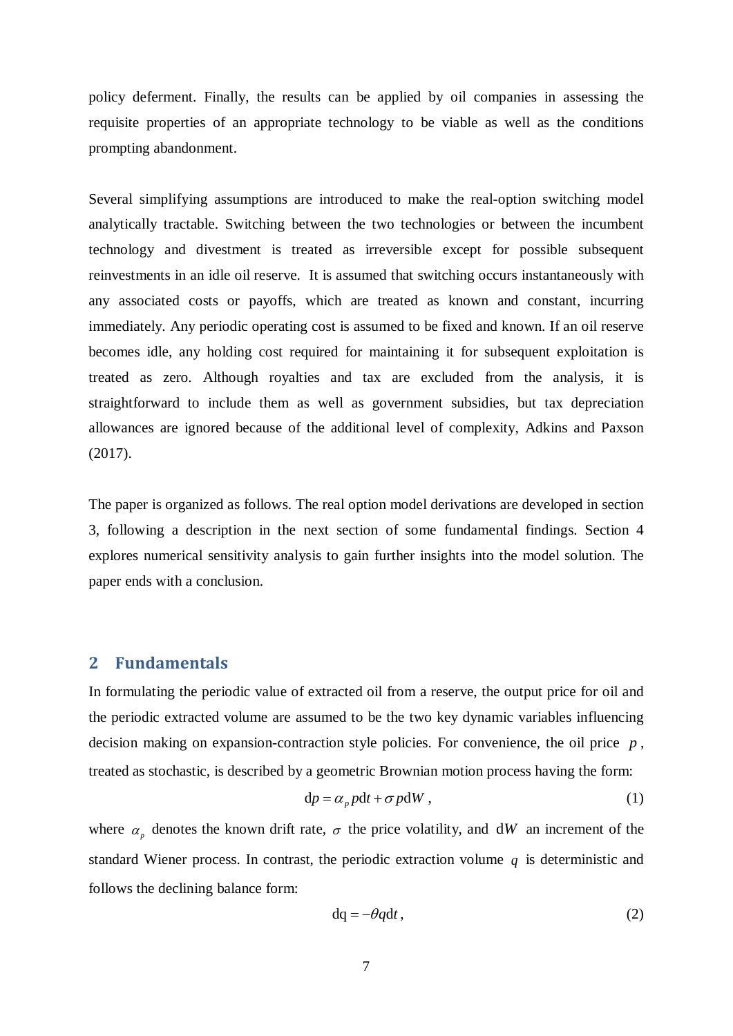policy deferment. Finally, the results can be applied by oil companies in assessing the requisite properties of an appropriate technology to be viable as well as the conditions prompting abandonment.

Several simplifying assumptions are introduced to make the real-option switching model analytically tractable. Switching between the two technologies or between the incumbent technology and divestment is treated as irreversible except for possible subsequent reinvestments in an idle oil reserve. It is assumed that switching occurs instantaneously with any associated costs or payoffs, which are treated as known and constant, incurring immediately. Any periodic operating cost is assumed to be fixed and known. If an oil reserve becomes idle, any holding cost required for maintaining it for subsequent exploitation is treated as zero. Although royalties and tax are excluded from the analysis, it is straightforward to include them as well as government subsidies, but tax depreciation allowances are ignored because of the additional level of complexity, Adkins and Paxson (2017).

The paper is organized as follows. The real option model derivations are developed in section 3, following a description in the next section of some fundamental findings. Section 4 explores numerical sensitivity analysis to gain further insights into the model solution. The paper ends with a conclusion.

## 2 Fundamentals

In formulating the periodic value of extracted oil from a reserve, the output price for oil and the periodic extracted volume are assumed to be the two key dynamic variables influencing decision making on expansion-contraction style policies. For convenience, the oil price $p$, treated as stochastic, is described by a geometric Brownian motion process having the form:

$$\mathrm{d}p = \alpha_p p \mathrm{d}t + \sigma p \mathrm{d}W \,, \tag{1}$$

where $\alpha_p$ denotes the known drift rate, $\sigma$ the price volatility, and $\mathrm{d}W$ an increment of the standard Wiener process. In contrast, the periodic extraction volume $q$ is deterministic and follows the declining balance form:

$$\mathrm{dq} = -\theta q \mathrm{d}t \,, \tag{2}$$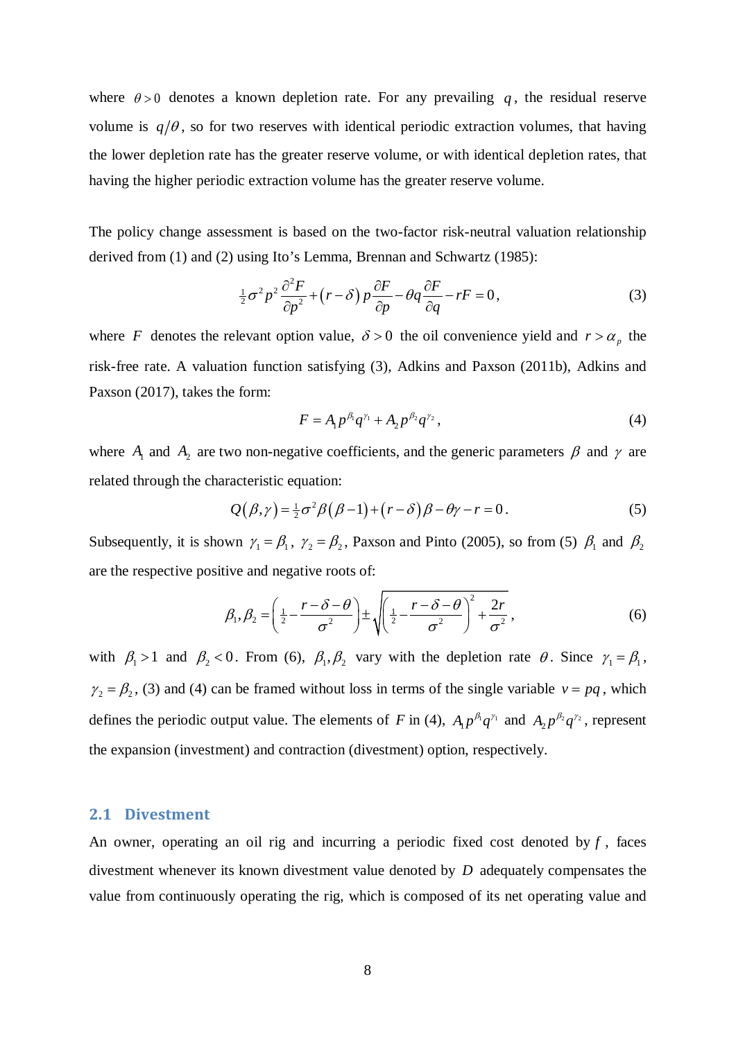where $\theta > 0$ denotes a known depletion rate. For any prevailing $q$, the residual reserve volume is $q/\theta$, so for two reserves with identical periodic extraction volumes, that having the lower depletion rate has the greater reserve volume, or with identical depletion rates, that having the higher periodic extraction volume has the greater reserve volume.

The policy change assessment is based on the two-factor risk-neutral valuation relationship derived from (1) and (2) using Ito's Lemma, Brennan and Schwartz (1985):

$$\tfrac{1}{2}\sigma^2 p^2 \frac{\partial^2 F}{\partial p^2} + (r-\delta)\, p \frac{\partial F}{\partial p} - \theta q \frac{\partial F}{\partial q} - rF = 0, \tag{3}$$

where $F$ denotes the relevant option value, $\delta > 0$ the oil convenience yield and $r > \alpha_p$ the risk-free rate. A valuation function satisfying (3), Adkins and Paxson (2011b), Adkins and Paxson (2017), takes the form:

$$F = A_1 p^{\beta_1} q^{\gamma_1} + A_2 p^{\beta_2} q^{\gamma_2}, \tag{4}$$

where $A_1$ and $A_2$ are two non-negative coefficients, and the generic parameters $\beta$ and $\gamma$ are related through the characteristic equation:

$$Q(\beta,\gamma) = \tfrac{1}{2}\sigma^2 \beta(\beta-1) + (r-\delta)\beta - \theta\gamma - r = 0. \tag{5}$$

Subsequently, it is shown $\gamma_1 = \beta_1$, $\gamma_2 = \beta_2$, Paxson and Pinto (2005), so from (5) $\beta_1$ and $\beta_2$ are the respective positive and negative roots of:

$$\beta_1, \beta_2 = \left(\tfrac{1}{2} - \frac{r-\delta-\theta}{\sigma^2}\right) \pm \sqrt{\left(\tfrac{1}{2} - \frac{r-\delta-\theta}{\sigma^2}\right)^2 + \frac{2r}{\sigma^2}}, \tag{6}$$

with $\beta_1 > 1$ and $\beta_2 < 0$. From (6), $\beta_1, \beta_2$ vary with the depletion rate $\theta$. Since $\gamma_1 = \beta_1$, $\gamma_2 = \beta_2$, (3) and (4) can be framed without loss in terms of the single variable $v = pq$, which defines the periodic output value. The elements of $F$ in (4), $A_1 p^{\beta_1} q^{\gamma_1}$ and $A_2 p^{\beta_2} q^{\gamma_2}$, represent the expansion (investment) and contraction (divestment) option, respectively.

## 2.1 Divestment

An owner, operating an oil rig and incurring a periodic fixed cost denoted by $f$, faces divestment whenever its known divestment value denoted by $D$ adequately compensates the value from continuously operating the rig, which is composed of its net operating value and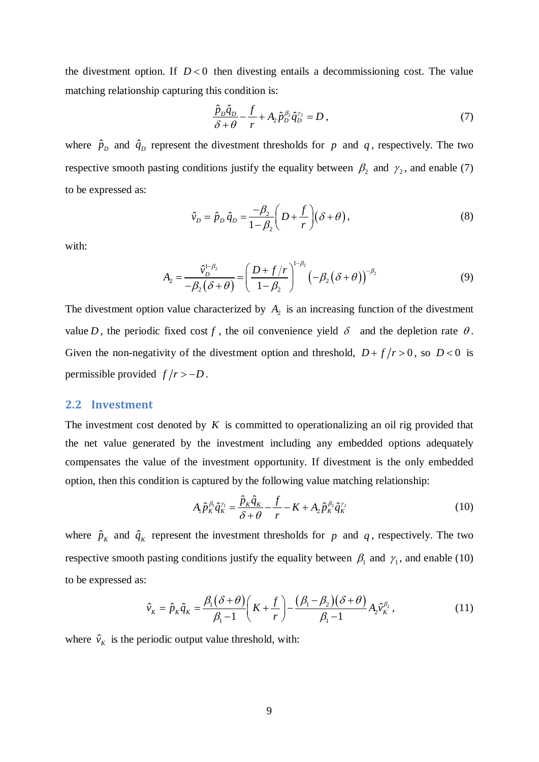the divestment option. If $D < 0$ then divesting entails a decommissioning cost. The value matching relationship capturing this condition is:

$$\frac{\hat{p}_D \hat{q}_D}{\delta + \theta} - \frac{f}{r} + A_2 \hat{p}_D^{\beta_2} \hat{q}_D^{\gamma_2} = D, \tag{7}$$

where $\hat{p}_D$ and $\hat{q}_D$ represent the divestment thresholds for $p$ and $q$, respectively. The two respective smooth pasting conditions justify the equality between $\beta_2$ and $\gamma_2$, and enable (7) to be expressed as:

$$\hat{v}_D = \hat{p}_D \, \hat{q}_D = \frac{-\beta_2}{1 - \beta_2}\left(D + \frac{f}{r}\right)(\delta + \theta), \tag{8}$$

with:

$$A_2 = \frac{\hat{v}_D^{1-\beta_2}}{-\beta_2(\delta + \theta)} = \left(\frac{D + f/r}{1 - \beta_2}\right)^{1-\beta_2} \left(-\beta_2(\delta + \theta)\right)^{-\beta_2} \tag{9}$$

The divestment option value characterized by $A_2$ is an increasing function of the divestment value $D$, the periodic fixed cost $f$, the oil convenience yield $\delta$ and the depletion rate $\theta$. Given the non-negativity of the divestment option and threshold, $D + f/r > 0$, so $D < 0$ is permissible provided $f/r > -D$.

## 2.2 Investment

The investment cost denoted by $K$ is committed to operationalizing an oil rig provided that the net value generated by the investment including any embedded options adequately compensates the value of the investment opportunity. If divestment is the only embedded option, then this condition is captured by the following value matching relationship:

$$A_1 \hat{p}_K^{\beta_1} \hat{q}_K^{\gamma_1} = \frac{\hat{p}_K \hat{q}_K}{\delta + \theta} - \frac{f}{r} - K + A_2 \hat{p}_K^{\beta_2} \hat{q}_K^{\gamma_2} \tag{10}$$

where $\hat{p}_K$ and $\hat{q}_K$ represent the investment thresholds for $p$ and $q$, respectively. The two respective smooth pasting conditions justify the equality between $\beta_1$ and $\gamma_1$, and enable (10) to be expressed as:

$$\hat{v}_K = \hat{p}_K \hat{q}_K = \frac{\beta_1(\delta + \theta)}{\beta_1 - 1}\left(K + \frac{f}{r}\right) - \frac{(\beta_1 - \beta_2)(\delta + \theta)}{\beta_1 - 1} A_2 \hat{v}_K^{\beta_2}, \tag{11}$$

where $\hat{v}_K$ is the periodic output value threshold, with: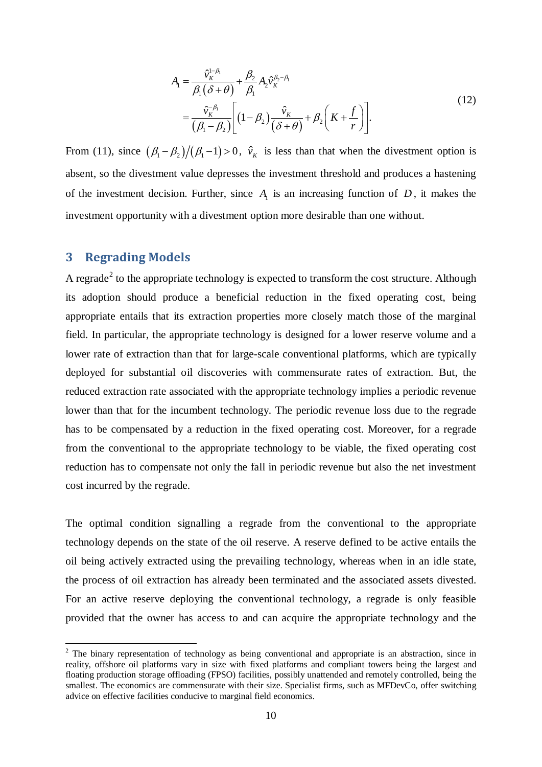$$
\begin{aligned}
A_1 &= \frac{\hat{v}_K^{1-\beta_1}}{\beta_1(\delta+\theta)} + \frac{\beta_2}{\beta_1} A_2 \hat{v}_K^{\beta_2-\beta_1} \\
&= \frac{\hat{v}_K^{-\beta_1}}{(\beta_1-\beta_2)}\left[(1-\beta_2)\frac{\hat{v}_K}{(\delta+\theta)} + \beta_2\left(K+\frac{f}{r}\right)\right].
\end{aligned}
\tag{12}
$$

From (11), since $(\beta_1-\beta_2)/(\beta_1-1)>0$, $\hat{v}_K$ is less than that when the divestment option is absent, so the divestment value depresses the investment threshold and produces a hastening of the investment decision. Further, since $A_1$ is an increasing function of $D$, it makes the investment opportunity with a divestment option more desirable than one without.

## 3 Regrading Models

A regrade[2] to the appropriate technology is expected to transform the cost structure. Although its adoption should produce a beneficial reduction in the fixed operating cost, being appropriate entails that its extraction properties more closely match those of the marginal field. In particular, the appropriate technology is designed for a lower reserve volume and a lower rate of extraction than that for large-scale conventional platforms, which are typically deployed for substantial oil discoveries with commensurate rates of extraction. But, the reduced extraction rate associated with the appropriate technology implies a periodic revenue lower than that for the incumbent technology. The periodic revenue loss due to the regrade has to be compensated by a reduction in the fixed operating cost. Moreover, for a regrade from the conventional to the appropriate technology to be viable, the fixed operating cost reduction has to compensate not only the fall in periodic revenue but also the net investment cost incurred by the regrade.

The optimal condition signalling a regrade from the conventional to the appropriate technology depends on the state of the oil reserve. A reserve defined to be active entails the oil being actively extracted using the prevailing technology, whereas when in an idle state, the process of oil extraction has already been terminated and the associated assets divested. For an active reserve deploying the conventional technology, a regrade is only feasible provided that the owner has access to and can acquire the appropriate technology and the

[2] The binary representation of technology as being conventional and appropriate is an abstraction, since in reality, offshore oil platforms vary in size with fixed platforms and compliant towers being the largest and floating production storage offloading (FPSO) facilities, possibly unattended and remotely controlled, being the smallest. The economics are commensurate with their size. Specialist firms, such as MFDevCo, offer switching advice on effective facilities conducive to marginal field economics.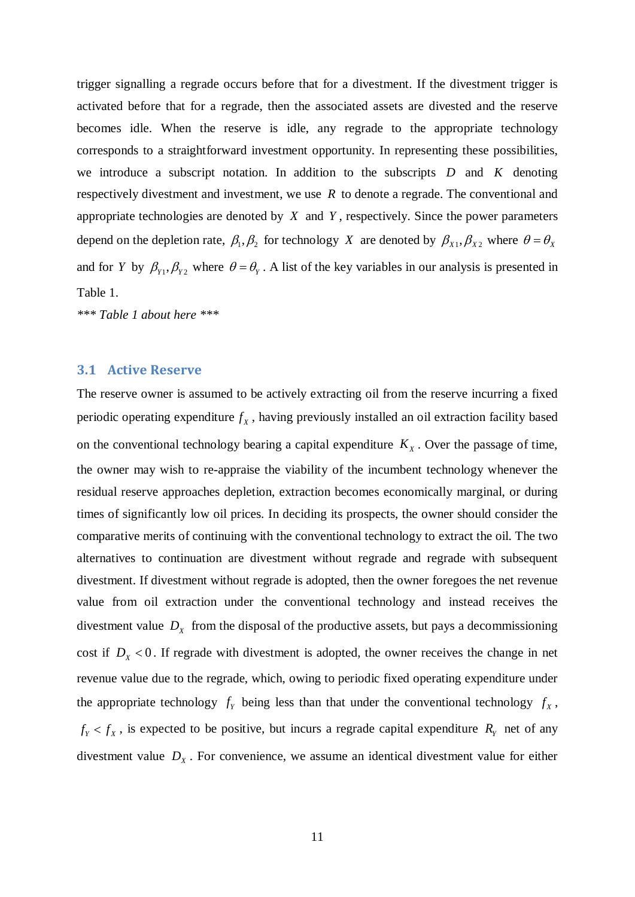trigger signalling a regrade occurs before that for a divestment. If the divestment trigger is activated before that for a regrade, then the associated assets are divested and the reserve becomes idle. When the reserve is idle, any regrade to the appropriate technology corresponds to a straightforward investment opportunity. In representing these possibilities, we introduce a subscript notation. In addition to the subscripts $D$ and $K$ denoting respectively divestment and investment, we use $R$ to denote a regrade. The conventional and appropriate technologies are denoted by $X$ and $Y$, respectively. Since the power parameters depend on the depletion rate, $\beta_1, \beta_2$ for technology $X$ are denoted by $\beta_{X1}, \beta_{X2}$ where $\theta = \theta_X$ and for $Y$ by $\beta_{Y1}, \beta_{Y2}$ where $\theta = \theta_Y$. A list of the key variables in our analysis is presented in Table 1.

*\*\*\* Table 1 about here \*\*\**

## 3.1 Active Reserve

The reserve owner is assumed to be actively extracting oil from the reserve incurring a fixed periodic operating expenditure $f_X$, having previously installed an oil extraction facility based on the conventional technology bearing a capital expenditure $K_X$. Over the passage of time, the owner may wish to re-appraise the viability of the incumbent technology whenever the residual reserve approaches depletion, extraction becomes economically marginal, or during times of significantly low oil prices. In deciding its prospects, the owner should consider the comparative merits of continuing with the conventional technology to extract the oil. The two alternatives to continuation are divestment without regrade and regrade with subsequent divestment. If divestment without regrade is adopted, then the owner foregoes the net revenue value from oil extraction under the conventional technology and instead receives the divestment value $D_X$ from the disposal of the productive assets, but pays a decommissioning cost if $D_X < 0$. If regrade with divestment is adopted, the owner receives the change in net revenue value due to the regrade, which, owing to periodic fixed operating expenditure under the appropriate technology $f_Y$ being less than that under the conventional technology $f_X$, $f_Y < f_X$, is expected to be positive, but incurs a regrade capital expenditure $R_Y$ net of any divestment value $D_X$. For convenience, we assume an identical divestment value for either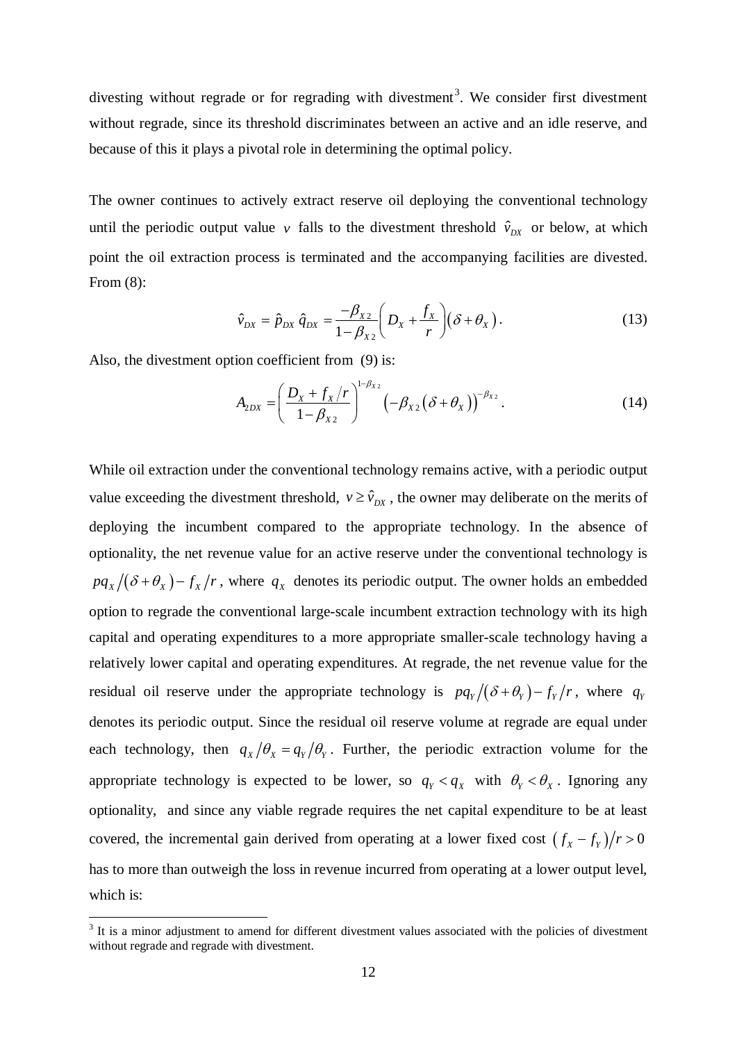divesting without regrade or for regrading with divestment[3]. We consider first divestment without regrade, since its threshold discriminates between an active and an idle reserve, and because of this it plays a pivotal role in determining the optimal policy.

The owner continues to actively extract reserve oil deploying the conventional technology until the periodic output value $v$ falls to the divestment threshold $\hat{v}_{DX}$ or below, at which point the oil extraction process is terminated and the accompanying facilities are divested. From (8):

$$\hat{v}_{DX} = \hat{p}_{DX}\,\hat{q}_{DX} = \frac{-\beta_{X2}}{1-\beta_{X2}}\left(D_X + \frac{f_X}{r}\right)\left(\delta + \theta_X\right). \tag{13}$$

Also, the divestment option coefficient from (9) is:

$$A_{2DX} = \left(\frac{D_X + f_X/r}{1-\beta_{X2}}\right)^{1-\beta_{X2}}\left(-\beta_{X2}\left(\delta+\theta_X\right)\right)^{-\beta_{X2}}. \tag{14}$$

While oil extraction under the conventional technology remains active, with a periodic output value exceeding the divestment threshold, $v \geq \hat{v}_{DX}$, the owner may deliberate on the merits of deploying the incumbent compared to the appropriate technology. In the absence of optionality, the net revenue value for an active reserve under the conventional technology is $pq_X/(\delta+\theta_X) - f_X/r$, where $q_X$ denotes its periodic output. The owner holds an embedded option to regrade the conventional large-scale incumbent extraction technology with its high capital and operating expenditures to a more appropriate smaller-scale technology having a relatively lower capital and operating expenditures. At regrade, the net revenue value for the residual oil reserve under the appropriate technology is $pq_Y/(\delta+\theta_Y) - f_Y/r$, where $q_Y$ denotes its periodic output. Since the residual oil reserve volume at regrade are equal under each technology, then $q_X/\theta_X = q_Y/\theta_Y$. Further, the periodic extraction volume for the appropriate technology is expected to be lower, so $q_Y < q_X$ with $\theta_Y < \theta_X$. Ignoring any optionality, and since any viable regrade requires the net capital expenditure to be at least covered, the incremental gain derived from operating at a lower fixed cost $(f_X - f_Y)/r > 0$ has to more than outweigh the loss in revenue incurred from operating at a lower output level, which is:

[3] It is a minor adjustment to amend for different divestment values associated with the policies of divestment without regrade and regrade with divestment.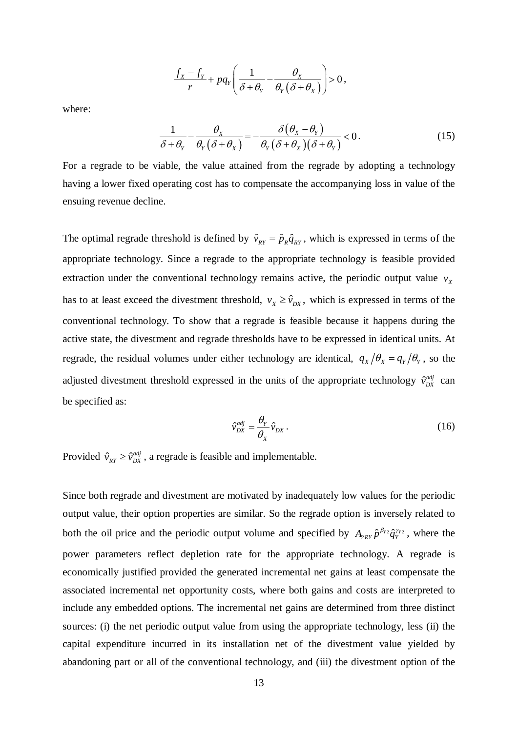$$\frac{f_X - f_Y}{r} + pq_Y \left( \frac{1}{\delta + \theta_Y} - \frac{\theta_X}{\theta_Y (\delta + \theta_X)} \right) > 0,$$

where:

$$\frac{1}{\delta + \theta_Y} - \frac{\theta_X}{\theta_Y (\delta + \theta_X)} = -\frac{\delta(\theta_X - \theta_Y)}{\theta_Y (\delta + \theta_X)(\delta + \theta_Y)} < 0. \tag{15}$$

For a regrade to be viable, the value attained from the regrade by adopting a technology having a lower fixed operating cost has to compensate the accompanying loss in value of the ensuing revenue decline.

The optimal regrade threshold is defined by $\hat{v}_{RY} = \hat{p}_R \hat{q}_{RY}$, which is expressed in terms of the appropriate technology. Since a regrade to the appropriate technology is feasible provided extraction under the conventional technology remains active, the periodic output value $v_X$ has to at least exceed the divestment threshold, $v_X \geq \hat{v}_{DX}$, which is expressed in terms of the conventional technology. To show that a regrade is feasible because it happens during the active state, the divestment and regrade thresholds have to be expressed in identical units. At regrade, the residual volumes under either technology are identical, $q_X / \theta_X = q_Y / \theta_Y$, so the adjusted divestment threshold expressed in the units of the appropriate technology $\hat{v}_{DX}^{adj}$ can be specified as:

$$\hat{v}_{DX}^{adj} = \frac{\theta_Y}{\theta_X} \hat{v}_{DX}. \tag{16}$$

Provided $\hat{v}_{RY} \geq \hat{v}_{DX}^{adj}$, a regrade is feasible and implementable.

Since both regrade and divestment are motivated by inadequately low values for the periodic output value, their option properties are similar. So the regrade option is inversely related to both the oil price and the periodic output volume and specified by $A_{2RY} \hat{p}^{\beta_{Y2}} \hat{q}_Y^{\gamma_{Y2}}$, where the power parameters reflect depletion rate for the appropriate technology. A regrade is economically justified provided the generated incremental net gains at least compensate the associated incremental net opportunity costs, where both gains and costs are interpreted to include any embedded options. The incremental net gains are determined from three distinct sources: (i) the net periodic output value from using the appropriate technology, less (ii) the capital expenditure incurred in its installation net of the divestment value yielded by abandoning part or all of the conventional technology, and (iii) the divestment option of the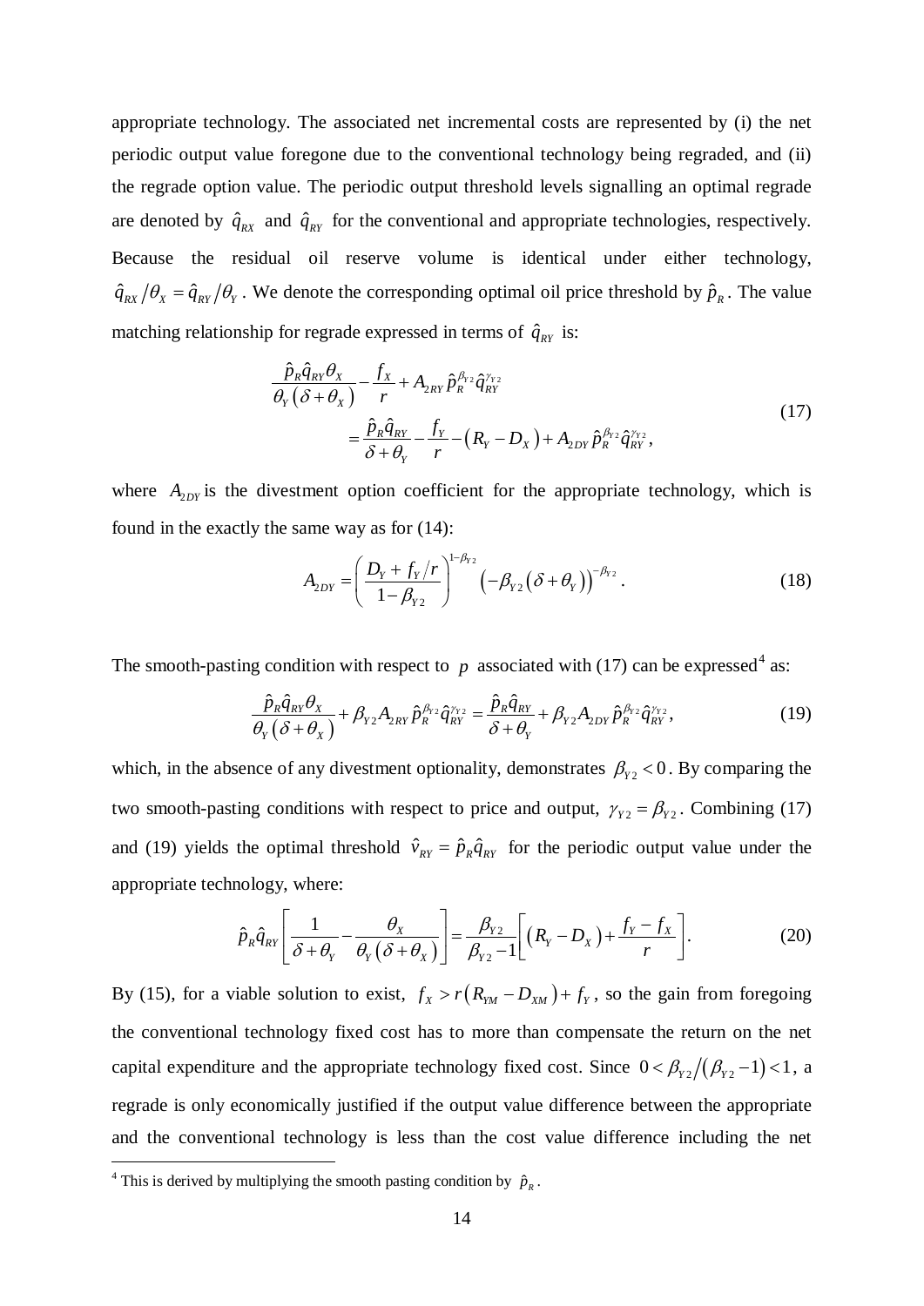appropriate technology. The associated net incremental costs are represented by (i) the net periodic output value foregone due to the conventional technology being regraded, and (ii) the regrade option value. The periodic output threshold levels signalling an optimal regrade are denoted by $\hat{q}_{RX}$ and $\hat{q}_{RY}$ for the conventional and appropriate technologies, respectively. Because the residual oil reserve volume is identical under either technology, $\hat{q}_{RX}/\theta_X = \hat{q}_{RY}/\theta_Y$. We denote the corresponding optimal oil price threshold by $\hat{p}_R$. The value matching relationship for regrade expressed in terms of $\hat{q}_{RY}$ is:

$$
\begin{aligned}
&\frac{\hat{p}_R \hat{q}_{RY} \theta_X}{\theta_Y \left(\delta + \theta_X\right)} - \frac{f_X}{r} + A_{2RY} \hat{p}_R^{\beta_{Y2}} \hat{q}_{RY}^{\gamma_{Y2}} \\
&\qquad = \frac{\hat{p}_R \hat{q}_{RY}}{\delta + \theta_Y} - \frac{f_Y}{r} - \left(R_Y - D_X\right) + A_{2DY} \hat{p}_R^{\beta_{Y2}} \hat{q}_{RY}^{\gamma_{Y2}},
\end{aligned}
\tag{17}
$$

where $A_{2DY}$ is the divestment option coefficient for the appropriate technology, which is found in the exactly the same way as for (14):

$$
A_{2DY} = \left( \frac{D_Y + f_Y/r}{1 - \beta_{Y2}} \right)^{1-\beta_{Y2}} \left( -\beta_{Y2} \left( \delta + \theta_Y \right) \right)^{-\beta_{Y2}}. \tag{18}
$$

The smooth-pasting condition with respect to $p$ associated with (17) can be expressed[4] as:

$$
\frac{\hat{p}_R \hat{q}_{RY} \theta_X}{\theta_Y \left(\delta + \theta_X\right)} + \beta_{Y2} A_{2RY} \hat{p}_R^{\beta_{Y2}} \hat{q}_{RY}^{\gamma_{Y2}} = \frac{\hat{p}_R \hat{q}_{RY}}{\delta + \theta_Y} + \beta_{Y2} A_{2DY} \hat{p}_R^{\beta_{Y2}} \hat{q}_{RY}^{\gamma_{Y2}}, \tag{19}
$$

which, in the absence of any divestment optionality, demonstrates $\beta_{Y2} < 0$. By comparing the two smooth-pasting conditions with respect to price and output, $\gamma_{Y2} = \beta_{Y2}$. Combining (17) and (19) yields the optimal threshold $\hat{v}_{RY} = \hat{p}_R \hat{q}_{RY}$ for the periodic output value under the appropriate technology, where:

$$
\hat{p}_R \hat{q}_{RY} \left[ \frac{1}{\delta + \theta_Y} - \frac{\theta_X}{\theta_Y \left(\delta + \theta_X\right)} \right] = \frac{\beta_{Y2}}{\beta_{Y2} - 1} \left[ \left(R_Y - D_X\right) + \frac{f_Y - f_X}{r} \right]. \tag{20}
$$

By (15), for a viable solution to exist, $f_X > r\left(R_{YM} - D_{XM}\right) + f_Y$, so the gain from foregoing the conventional technology fixed cost has to more than compensate the return on the net capital expenditure and the appropriate technology fixed cost. Since $0 < \beta_{Y2}/\left(\beta_{Y2} - 1\right) < 1$, a regrade is only economically justified if the output value difference between the appropriate and the conventional technology is less than the cost value difference including the net

[4] This is derived by multiplying the smooth pasting condition by $\hat{p}_R$.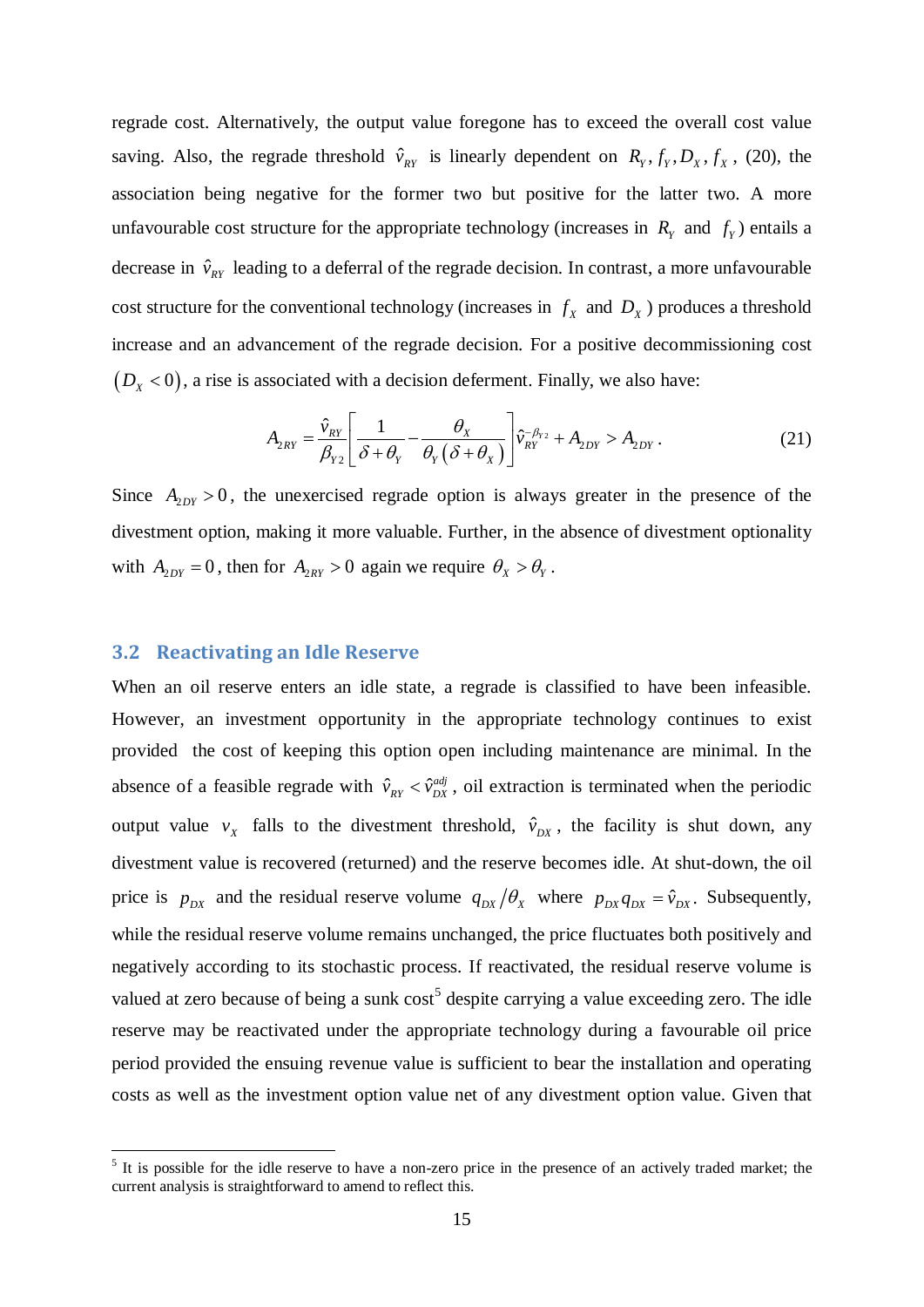regrade cost. Alternatively, the output value foregone has to exceed the overall cost value saving. Also, the regrade threshold $\hat{v}_{RY}$ is linearly dependent on $R_Y, f_Y, D_X, f_X$, (20), the association being negative for the former two but positive for the latter two. A more unfavourable cost structure for the appropriate technology (increases in $R_Y$ and $f_Y$) entails a decrease in $\hat{v}_{RY}$ leading to a deferral of the regrade decision. In contrast, a more unfavourable cost structure for the conventional technology (increases in $f_X$ and $D_X$) produces a threshold increase and an advancement of the regrade decision. For a positive decommissioning cost $(D_X < 0)$, a rise is associated with a decision deferment. Finally, we also have:

$$A_{2RY} = \frac{\hat{v}_{RY}}{\beta_{Y2}}\left[\frac{1}{\delta+\theta_Y} - \frac{\theta_X}{\theta_Y\left(\delta+\theta_X\right)}\right]\hat{v}_{RY}^{-\beta_{Y2}} + A_{2DY} > A_{2DY}. \tag{21}$$

Since $A_{2DY} > 0$, the unexercised regrade option is always greater in the presence of the divestment option, making it more valuable. Further, in the absence of divestment optionality with $A_{2DY} = 0$, then for $A_{2RY} > 0$ again we require $\theta_X > \theta_Y$.

## 3.2 Reactivating an Idle Reserve

When an oil reserve enters an idle state, a regrade is classified to have been infeasible. However, an investment opportunity in the appropriate technology continues to exist provided the cost of keeping this option open including maintenance are minimal. In the absence of a feasible regrade with $\hat{v}_{RY} < \hat{v}_{DX}^{adj}$, oil extraction is terminated when the periodic output value $v_X$ falls to the divestment threshold, $\hat{v}_{DX}$, the facility is shut down, any divestment value is recovered (returned) and the reserve becomes idle. At shut-down, the oil price is $p_{DX}$ and the residual reserve volume $q_{DX}/\theta_X$ where $p_{DX}q_{DX} = \hat{v}_{DX}$. Subsequently, while the residual reserve volume remains unchanged, the price fluctuates both positively and negatively according to its stochastic process. If reactivated, the residual reserve volume is valued at zero because of being a sunk cost[5] despite carrying a value exceeding zero. The idle reserve may be reactivated under the appropriate technology during a favourable oil price period provided the ensuing revenue value is sufficient to bear the installation and operating costs as well as the investment option value net of any divestment option value. Given that

[5] It is possible for the idle reserve to have a non-zero price in the presence of an actively traded market; the current analysis is straightforward to amend to reflect this.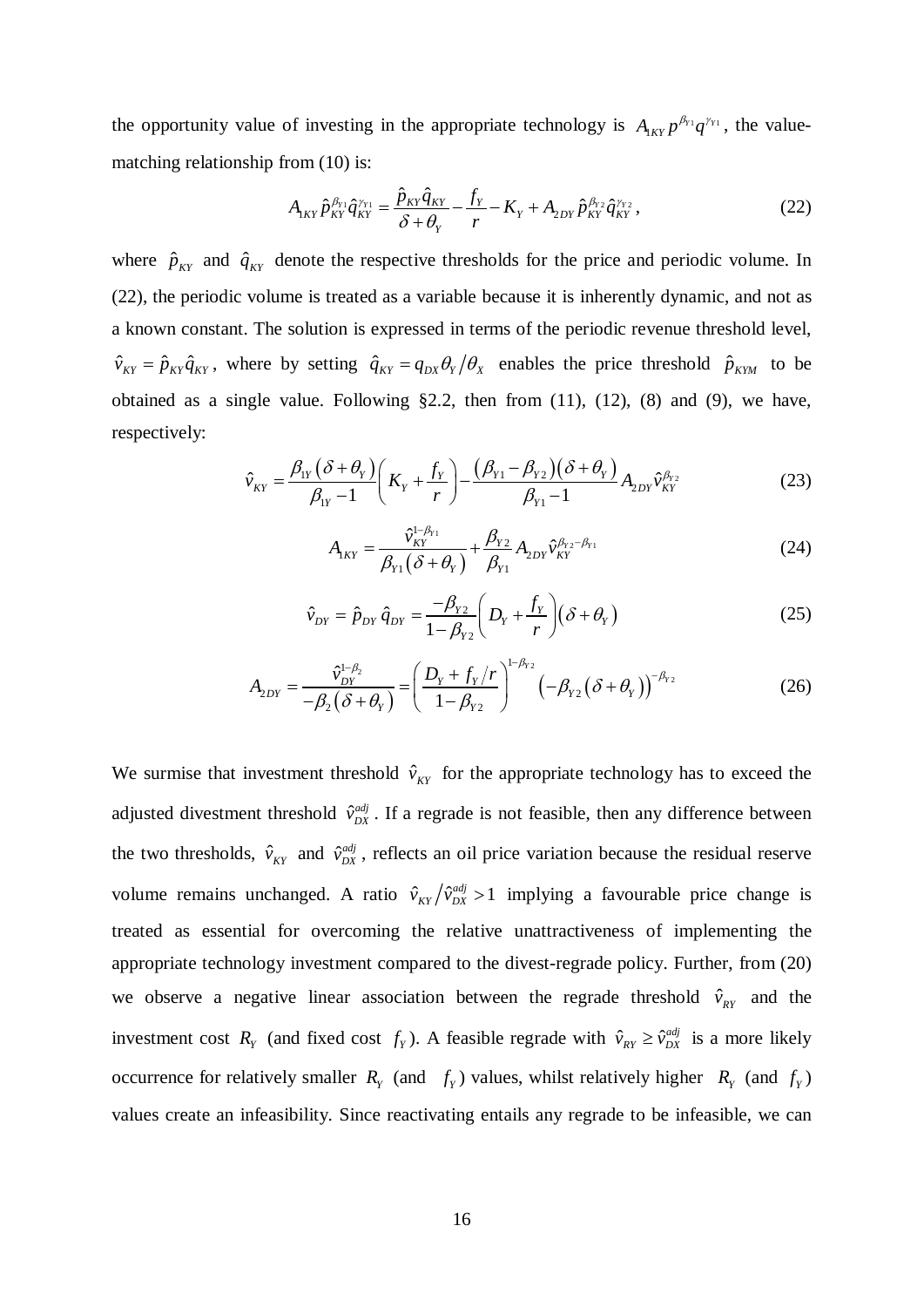the opportunity value of investing in the appropriate technology is $A_{1KY} p^{\beta_{Y1}} q^{\gamma_{Y1}}$, the value-matching relationship from (10) is:

$$A_{1KY} \hat{p}_{KY}^{\beta_{Y1}} \hat{q}_{KY}^{\gamma_{Y1}} = \frac{\hat{p}_{KY} \hat{q}_{KY}}{\delta + \theta_Y} - \frac{f_Y}{r} - K_Y + A_{2DY} \hat{p}_{KY}^{\beta_{Y2}} \hat{q}_{KY}^{\gamma_{Y2}}, \tag{22}$$

where $\hat{p}_{KY}$ and $\hat{q}_{KY}$ denote the respective thresholds for the price and periodic volume. In (22), the periodic volume is treated as a variable because it is inherently dynamic, and not as a known constant. The solution is expressed in terms of the periodic revenue threshold level, $\hat{v}_{KY} = \hat{p}_{KY} \hat{q}_{KY}$, where by setting $\hat{q}_{KY} = q_{DX} \theta_Y / \theta_X$ enables the price threshold $\hat{p}_{KYM}$ to be obtained as a single value. Following §2.2, then from (11), (12), (8) and (9), we have, respectively:

$$\hat{v}_{KY} = \frac{\beta_{1Y}(\delta + \theta_Y)}{\beta_{1Y} - 1} \left( K_Y + \frac{f_Y}{r} \right) - \frac{(\beta_{Y1} - \beta_{Y2})(\delta + \theta_Y)}{\beta_{Y1} - 1} A_{2DY} \hat{v}_{KY}^{\beta_{Y2}} \tag{23}$$

$$A_{1KY} = \frac{\hat{v}_{KY}^{1-\beta_{Y1}}}{\beta_{Y1}(\delta + \theta_Y)} + \frac{\beta_{Y2}}{\beta_{Y1}} A_{2DY} \hat{v}_{KY}^{\beta_{Y2} - \beta_{Y1}} \tag{24}$$

$$\hat{v}_{DY} = \hat{p}_{DY} \hat{q}_{DY} = \frac{-\beta_{Y2}}{1 - \beta_{Y2}} \left( D_Y + \frac{f_Y}{r} \right) (\delta + \theta_Y) \tag{25}$$

$$A_{2DY} = \frac{\hat{v}_{DY}^{1-\beta_2}}{-\beta_2(\delta + \theta_Y)} = \left( \frac{D_Y + f_Y/r}{1 - \beta_{Y2}} \right)^{1-\beta_{Y2}} \left( -\beta_{Y2}(\delta + \theta_Y) \right)^{-\beta_{Y2}} \tag{26}$$

We surmise that investment threshold $\hat{v}_{KY}$ for the appropriate technology has to exceed the adjusted divestment threshold $\hat{v}_{DX}^{adj}$. If a regrade is not feasible, then any difference between the two thresholds, $\hat{v}_{KY}$ and $\hat{v}_{DX}^{adj}$, reflects an oil price variation because the residual reserve volume remains unchanged. A ratio $\hat{v}_{KY}/\hat{v}_{DX}^{adj} > 1$ implying a favourable price change is treated as essential for overcoming the relative unattractiveness of implementing the appropriate technology investment compared to the divest-regrade policy. Further, from (20) we observe a negative linear association between the regrade threshold $\hat{v}_{RY}$ and the investment cost $R_Y$ (and fixed cost $f_Y$). A feasible regrade with $\hat{v}_{RY} \geq \hat{v}_{DX}^{adj}$ is a more likely occurrence for relatively smaller $R_Y$ (and $f_Y$) values, whilst relatively higher $R_Y$ (and $f_Y$) values create an infeasibility. Since reactivating entails any regrade to be infeasible, we can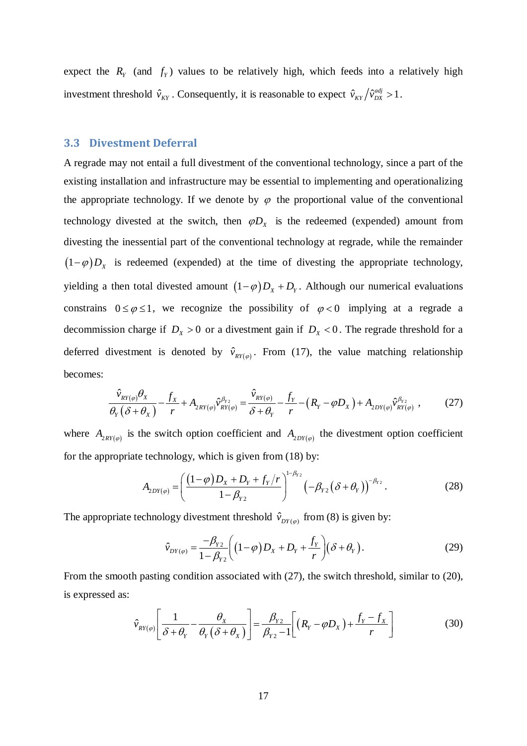expect the $R_Y$ (and $f_Y$) values to be relatively high, which feeds into a relatively high investment threshold $\hat{v}_{KY}$. Consequently, it is reasonable to expect $\hat{v}_{KY}/\hat{v}_{DX}^{adj} > 1$.

### 3.3 Divestment Deferral

A regrade may not entail a full divestment of the conventional technology, since a part of the existing installation and infrastructure may be essential to implementing and operationalizing the appropriate technology. If we denote by $\varphi$ the proportional value of the conventional technology divested at the switch, then $\varphi D_X$ is the redeemed (expended) amount from divesting the inessential part of the conventional technology at regrade, while the remainder $(1-\varphi)D_X$ is redeemed (expended) at the time of divesting the appropriate technology, yielding a then total divested amount $(1-\varphi)D_X + D_Y$. Although our numerical evaluations constrains $0 \le \varphi \le 1$, we recognize the possibility of $\varphi < 0$ implying at a regrade a decommission charge if $D_X > 0$ or a divestment gain if $D_X < 0$. The regrade threshold for a deferred divestment is denoted by $\hat{v}_{RY(\varphi)}$. From (17), the value matching relationship becomes:

$$\frac{\hat{v}_{RY(\varphi)}\theta_X}{\theta_Y(\delta+\theta_X)} - \frac{f_X}{r} + A_{2RY(\varphi)}\hat{v}_{RY(\varphi)}^{\beta_{Y2}} = \frac{\hat{v}_{RY(\varphi)}}{\delta+\theta_Y} - \frac{f_Y}{r} - \left(R_Y - \varphi D_X\right) + A_{2DY(\varphi)}\hat{v}_{RY(\varphi)}^{\beta_{Y2}}\ , \tag{27}$$

where $A_{2RY(\varphi)}$ is the switch option coefficient and $A_{2DY(\varphi)}$ the divestment option coefficient for the appropriate technology, which is given from (18) by:

$$A_{2DY(\varphi)} = \left(\frac{(1-\varphi)D_X + D_Y + f_Y/r}{1-\beta_{Y2}}\right)^{1-\beta_{Y2}} \left(-\beta_{Y2}(\delta+\theta_Y)\right)^{-\beta_{Y2}}. \tag{28}$$

The appropriate technology divestment threshold $\hat{v}_{DY(\varphi)}$ from (8) is given by:

$$\hat{v}_{DY(\varphi)} = \frac{-\beta_{Y2}}{1-\beta_{Y2}}\left((1-\varphi)D_X + D_Y + \frac{f_Y}{r}\right)(\delta+\theta_Y). \tag{29}$$

From the smooth pasting condition associated with (27), the switch threshold, similar to (20), is expressed as:

$$\hat{v}_{RY(\varphi)}\left[\frac{1}{\delta+\theta_Y} - \frac{\theta_X}{\theta_Y(\delta+\theta_X)}\right] = \frac{\beta_{Y2}}{\beta_{Y2}-1}\left[\left(R_Y - \varphi D_X\right) + \frac{f_Y - f_X}{r}\right] \tag{30}$$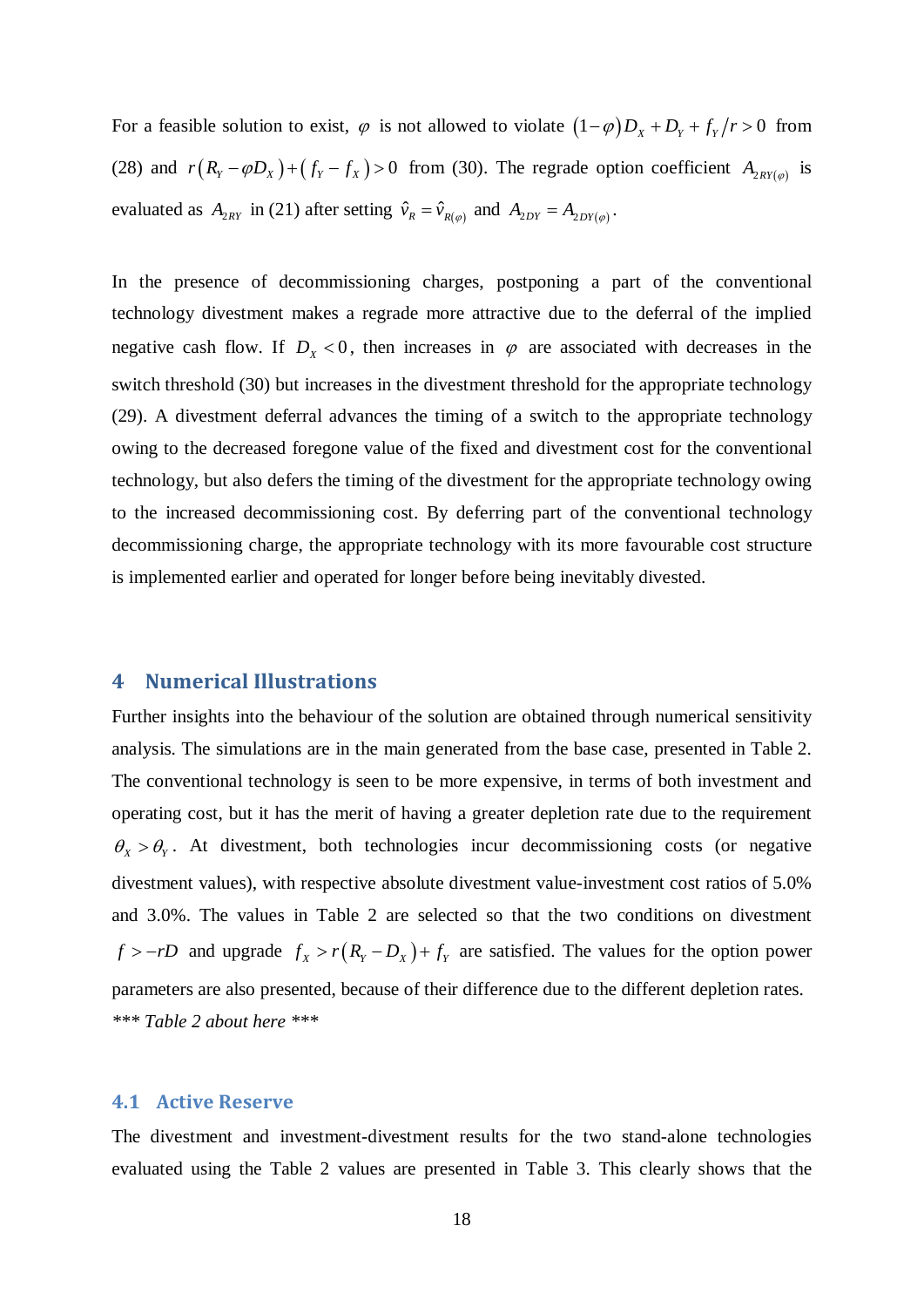For a feasible solution to exist, $\varphi$ is not allowed to violate $(1-\varphi)D_X + D_Y + f_Y/r > 0$ from (28) and $r(R_Y - \varphi D_X) + (f_Y - f_X) > 0$ from (30). The regrade option coefficient $A_{2RY(\varphi)}$ is evaluated as $A_{2RY}$ in (21) after setting $\hat{v}_R = \hat{v}_{R(\varphi)}$ and $A_{2DY} = A_{2DY(\varphi)}$.

In the presence of decommissioning charges, postponing a part of the conventional technology divestment makes a regrade more attractive due to the deferral of the implied negative cash flow. If $D_X < 0$, then increases in $\varphi$ are associated with decreases in the switch threshold (30) but increases in the divestment threshold for the appropriate technology (29). A divestment deferral advances the timing of a switch to the appropriate technology owing to the decreased foregone value of the fixed and divestment cost for the conventional technology, but also defers the timing of the divestment for the appropriate technology owing to the increased decommissioning cost. By deferring part of the conventional technology decommissioning charge, the appropriate technology with its more favourable cost structure is implemented earlier and operated for longer before being inevitably divested.

## 4 Numerical Illustrations

Further insights into the behaviour of the solution are obtained through numerical sensitivity analysis. The simulations are in the main generated from the base case, presented in Table 2. The conventional technology is seen to be more expensive, in terms of both investment and operating cost, but it has the merit of having a greater depletion rate due to the requirement $\theta_X > \theta_Y$. At divestment, both technologies incur decommissioning costs (or negative divestment values), with respective absolute divestment value-investment cost ratios of 5.0% and 3.0%. The values in Table 2 are selected so that the two conditions on divestment $f > -rD$ and upgrade $f_X > r(R_Y - D_X) + f_Y$ are satisfied. The values for the option power parameters are also presented, because of their difference due to the different depletion rates.

*\*\*\* Table 2 about here \*\*\**

### 4.1 Active Reserve

The divestment and investment-divestment results for the two stand-alone technologies evaluated using the Table 2 values are presented in Table 3. This clearly shows that the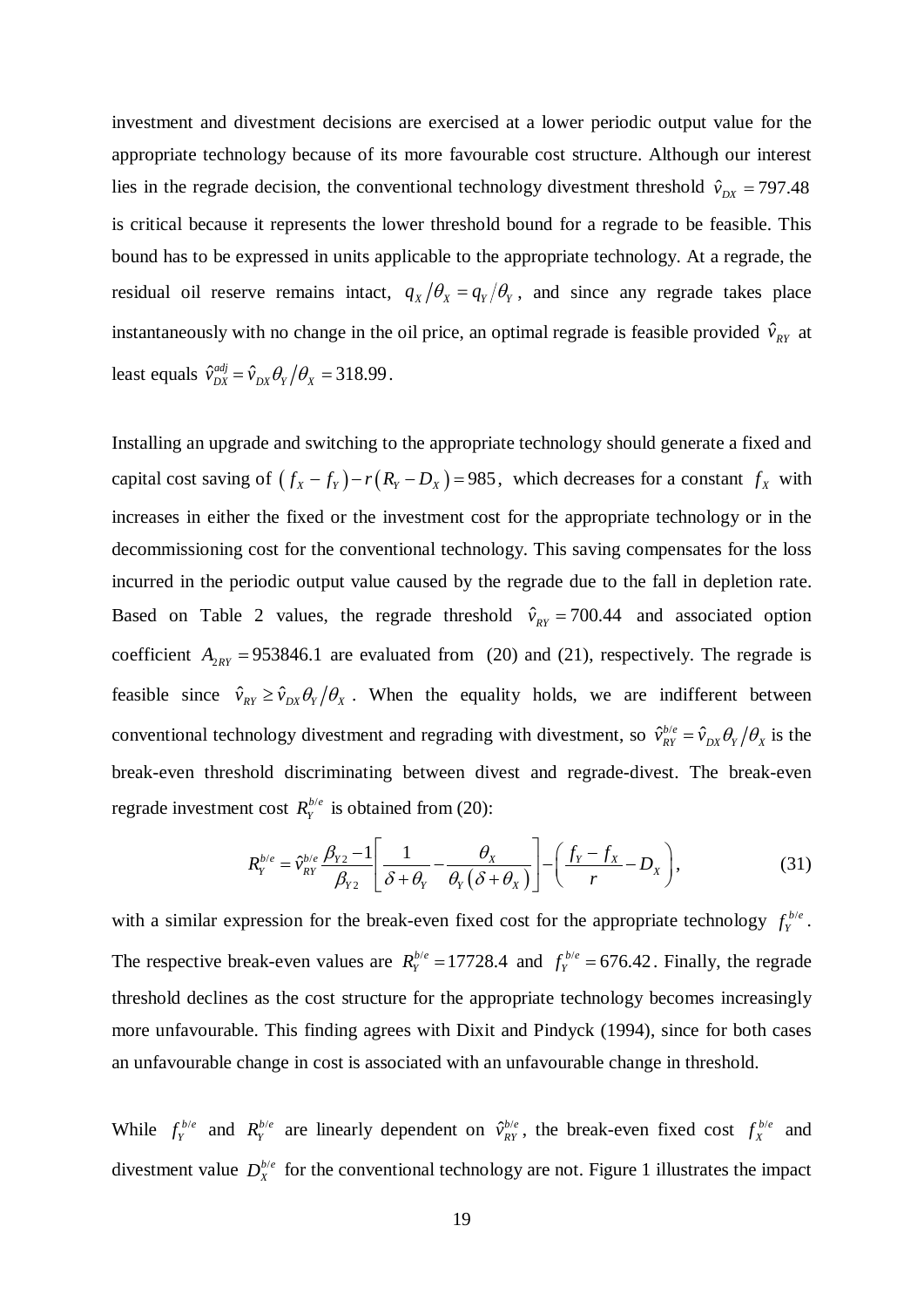investment and divestment decisions are exercised at a lower periodic output value for the appropriate technology because of its more favourable cost structure. Although our interest lies in the regrade decision, the conventional technology divestment threshold $\hat{v}_{DX} = 797.48$ is critical because it represents the lower threshold bound for a regrade to be feasible. This bound has to be expressed in units applicable to the appropriate technology. At a regrade, the residual oil reserve remains intact, $q_X/\theta_X = q_Y/\theta_Y$, and since any regrade takes place instantaneously with no change in the oil price, an optimal regrade is feasible provided $\hat{v}_{RY}$ at least equals $\hat{v}_{DX}^{adj} = \hat{v}_{DX}\theta_Y/\theta_X = 318.99$.

Installing an upgrade and switching to the appropriate technology should generate a fixed and capital cost saving of $(f_X - f_Y) - r(R_Y - D_X) = 985$, which decreases for a constant $f_X$ with increases in either the fixed or the investment cost for the appropriate technology or in the decommissioning cost for the conventional technology. This saving compensates for the loss incurred in the periodic output value caused by the regrade due to the fall in depletion rate. Based on Table 2 values, the regrade threshold $\hat{v}_{RY} = 700.44$ and associated option coefficient $A_{2RY} = 953846.1$ are evaluated from (20) and (21), respectively. The regrade is feasible since $\hat{v}_{RY} \geq \hat{v}_{DX}\theta_Y/\theta_X$. When the equality holds, we are indifferent between conventional technology divestment and regrading with divestment, so $\hat{v}_{RY}^{b/e} = \hat{v}_{DX}\theta_Y/\theta_X$ is the break-even threshold discriminating between divest and regrade-divest. The break-even regrade investment cost $R_Y^{b/e}$ is obtained from (20):

$$R_Y^{b/e} = \hat{v}_{RY}^{b/e}\frac{\beta_{Y2}-1}{\beta_{Y2}}\left[\frac{1}{\delta+\theta_Y} - \frac{\theta_X}{\theta_Y(\delta+\theta_X)}\right] - \left(\frac{f_Y - f_X}{r} - D_X\right), \tag{31}$$

with a similar expression for the break-even fixed cost for the appropriate technology $f_Y^{b/e}$. The respective break-even values are $R_Y^{b/e} = 17728.4$ and $f_Y^{b/e} = 676.42$. Finally, the regrade threshold declines as the cost structure for the appropriate technology becomes increasingly more unfavourable. This finding agrees with Dixit and Pindyck (1994), since for both cases an unfavourable change in cost is associated with an unfavourable change in threshold.

While $f_Y^{b/e}$ and $R_Y^{b/e}$ are linearly dependent on $\hat{v}_{RY}^{b/e}$, the break-even fixed cost $f_X^{b/e}$ and divestment value $D_X^{b/e}$ for the conventional technology are not. Figure 1 illustrates the impact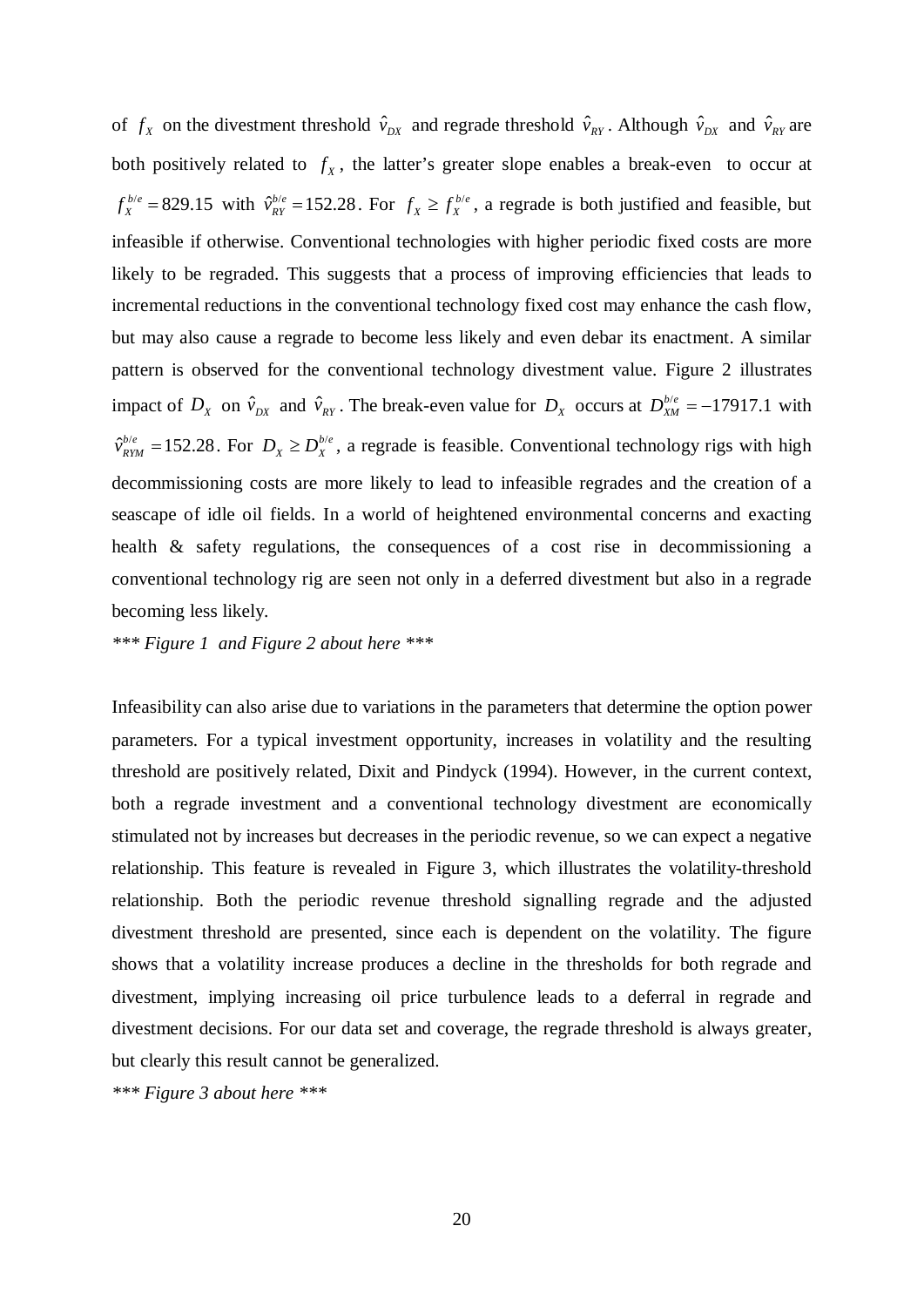of $f_X$ on the divestment threshold $\hat{v}_{DX}$ and regrade threshold $\hat{v}_{RY}$. Although $\hat{v}_{DX}$ and $\hat{v}_{RY}$ are both positively related to $f_X$, the latter's greater slope enables a break-even to occur at $f_X^{b/e} = 829.15$ with $\hat{v}_{RY}^{b/e} = 152.28$. For $f_X \geq f_X^{b/e}$, a regrade is both justified and feasible, but infeasible if otherwise. Conventional technologies with higher periodic fixed costs are more likely to be regraded. This suggests that a process of improving efficiencies that leads to incremental reductions in the conventional technology fixed cost may enhance the cash flow, but may also cause a regrade to become less likely and even debar its enactment. A similar pattern is observed for the conventional technology divestment value. Figure 2 illustrates impact of $D_X$ on $\hat{v}_{DX}$ and $\hat{v}_{RY}$. The break-even value for $D_X$ occurs at $D_{XM}^{b/e} = -17917.1$ with $\hat{v}_{RYM}^{b/e} = 152.28$. For $D_X \geq D_X^{b/e}$, a regrade is feasible. Conventional technology rigs with high decommissioning costs are more likely to lead to infeasible regrades and the creation of a seascape of idle oil fields. In a world of heightened environmental concerns and exacting health & safety regulations, the consequences of a cost rise in decommissioning a conventional technology rig are seen not only in a deferred divestment but also in a regrade becoming less likely.

*\*\*\* Figure 1 and Figure 2 about here \*\*\**

Infeasibility can also arise due to variations in the parameters that determine the option power parameters. For a typical investment opportunity, increases in volatility and the resulting threshold are positively related, Dixit and Pindyck (1994). However, in the current context, both a regrade investment and a conventional technology divestment are economically stimulated not by increases but decreases in the periodic revenue, so we can expect a negative relationship. This feature is revealed in Figure 3, which illustrates the volatility-threshold relationship. Both the periodic revenue threshold signalling regrade and the adjusted divestment threshold are presented, since each is dependent on the volatility. The figure shows that a volatility increase produces a decline in the thresholds for both regrade and divestment, implying increasing oil price turbulence leads to a deferral in regrade and divestment decisions. For our data set and coverage, the regrade threshold is always greater, but clearly this result cannot be generalized.

*\*\*\* Figure 3 about here \*\*\**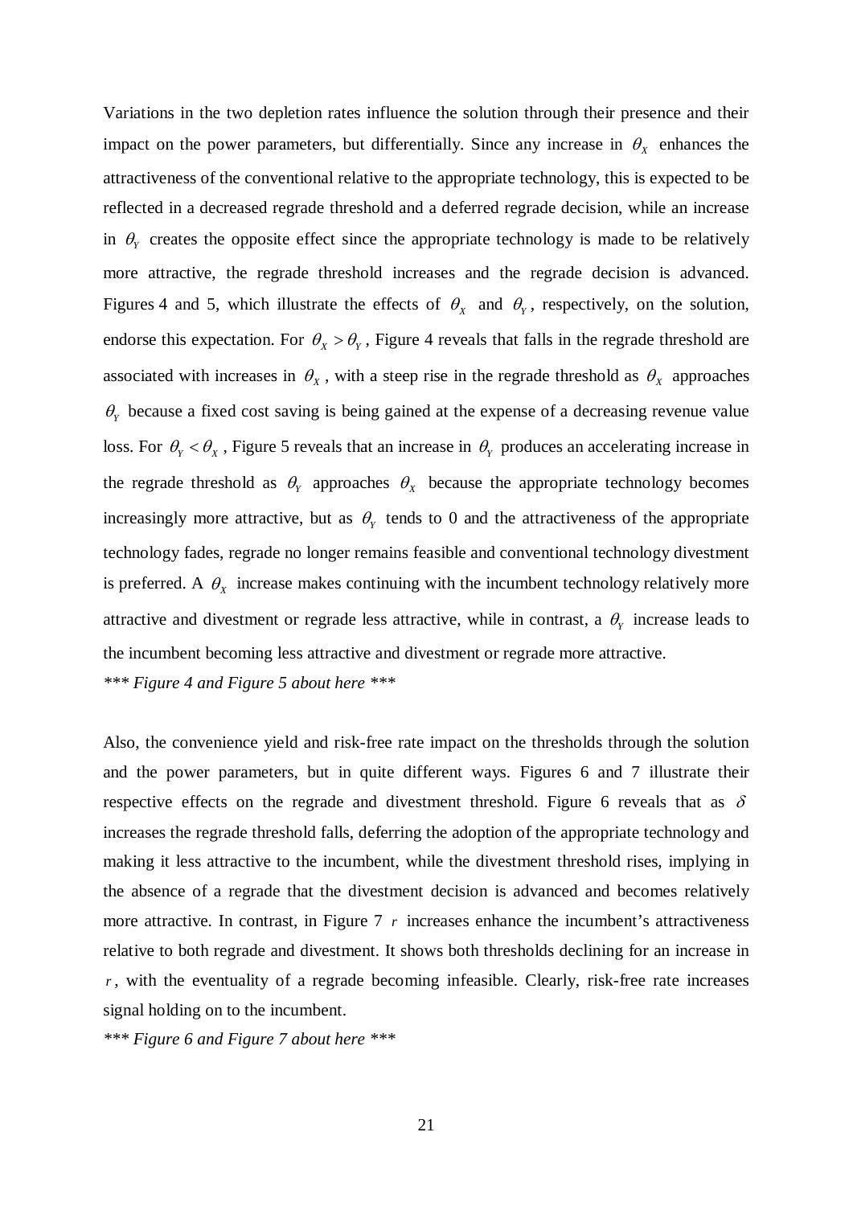Variations in the two depletion rates influence the solution through their presence and their impact on the power parameters, but differentially. Since any increase in $\theta_X$ enhances the attractiveness of the conventional relative to the appropriate technology, this is expected to be reflected in a decreased regrade threshold and a deferred regrade decision, while an increase in $\theta_Y$ creates the opposite effect since the appropriate technology is made to be relatively more attractive, the regrade threshold increases and the regrade decision is advanced. Figures 4 and 5, which illustrate the effects of $\theta_X$ and $\theta_Y$, respectively, on the solution, endorse this expectation. For $\theta_X > \theta_Y$, Figure 4 reveals that falls in the regrade threshold are associated with increases in $\theta_X$, with a steep rise in the regrade threshold as $\theta_X$ approaches $\theta_Y$ because a fixed cost saving is being gained at the expense of a decreasing revenue value loss. For $\theta_Y < \theta_X$, Figure 5 reveals that an increase in $\theta_Y$ produces an accelerating increase in the regrade threshold as $\theta_Y$ approaches $\theta_X$ because the appropriate technology becomes increasingly more attractive, but as $\theta_Y$ tends to 0 and the attractiveness of the appropriate technology fades, regrade no longer remains feasible and conventional technology divestment is preferred. A $\theta_X$ increase makes continuing with the incumbent technology relatively more attractive and divestment or regrade less attractive, while in contrast, a $\theta_Y$ increase leads to the incumbent becoming less attractive and divestment or regrade more attractive.

*\*\*\* Figure 4 and Figure 5 about here \*\*\**

Also, the convenience yield and risk-free rate impact on the thresholds through the solution and the power parameters, but in quite different ways. Figures 6 and 7 illustrate their respective effects on the regrade and divestment threshold. Figure 6 reveals that as $\delta$ increases the regrade threshold falls, deferring the adoption of the appropriate technology and making it less attractive to the incumbent, while the divestment threshold rises, implying in the absence of a regrade that the divestment decision is advanced and becomes relatively more attractive. In contrast, in Figure 7 $r$ increases enhance the incumbent's attractiveness relative to both regrade and divestment. It shows both thresholds declining for an increase in $r$, with the eventuality of a regrade becoming infeasible. Clearly, risk-free rate increases signal holding on to the incumbent.

*\*\*\* Figure 6 and Figure 7 about here \*\*\**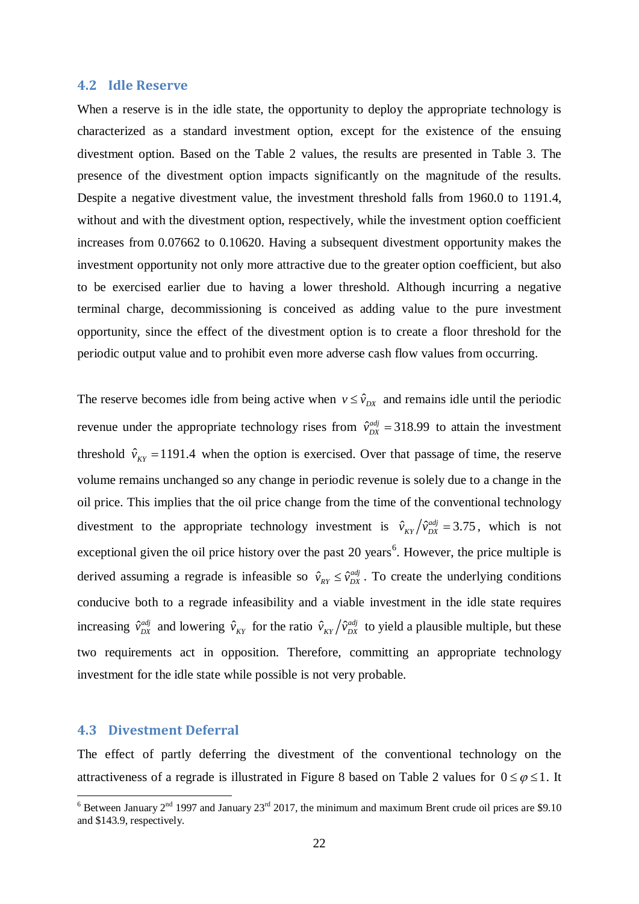## 4.2 Idle Reserve

When a reserve is in the idle state, the opportunity to deploy the appropriate technology is characterized as a standard investment option, except for the existence of the ensuing divestment option. Based on the Table 2 values, the results are presented in Table 3. The presence of the divestment option impacts significantly on the magnitude of the results. Despite a negative divestment value, the investment threshold falls from 1960.0 to 1191.4, without and with the divestment option, respectively, while the investment option coefficient increases from 0.07662 to 0.10620. Having a subsequent divestment opportunity makes the investment opportunity not only more attractive due to the greater option coefficient, but also to be exercised earlier due to having a lower threshold. Although incurring a negative terminal charge, decommissioning is conceived as adding value to the pure investment opportunity, since the effect of the divestment option is to create a floor threshold for the periodic output value and to prohibit even more adverse cash flow values from occurring.

The reserve becomes idle from being active when $v \le \hat{v}_{DX}$ and remains idle until the periodic revenue under the appropriate technology rises from $\hat{v}_{DX}^{adj} = 318.99$ to attain the investment threshold $\hat{v}_{KY} = 1191.4$ when the option is exercised. Over that passage of time, the reserve volume remains unchanged so any change in periodic revenue is solely due to a change in the oil price. This implies that the oil price change from the time of the conventional technology divestment to the appropriate technology investment is $\hat{v}_{KY} / \hat{v}_{DX}^{adj} = 3.75$, which is not exceptional given the oil price history over the past 20 years[6]. However, the price multiple is derived assuming a regrade is infeasible so $\hat{v}_{RY} \le \hat{v}_{DX}^{adj}$. To create the underlying conditions conducive both to a regrade infeasibility and a viable investment in the idle state requires increasing $\hat{v}_{DX}^{adj}$ and lowering $\hat{v}_{KY}$ for the ratio $\hat{v}_{KY} / \hat{v}_{DX}^{adj}$ to yield a plausible multiple, but these two requirements act in opposition. Therefore, committing an appropriate technology investment for the idle state while possible is not very probable.

## 4.3 Divestment Deferral

The effect of partly deferring the divestment of the conventional technology on the attractiveness of a regrade is illustrated in Figure 8 based on Table 2 values for $0 \le \varphi \le 1$. It

[6] Between January 2nd 1997 and January 23rd 2017, the minimum and maximum Brent crude oil prices are \$9.10 and \$143.9, respectively.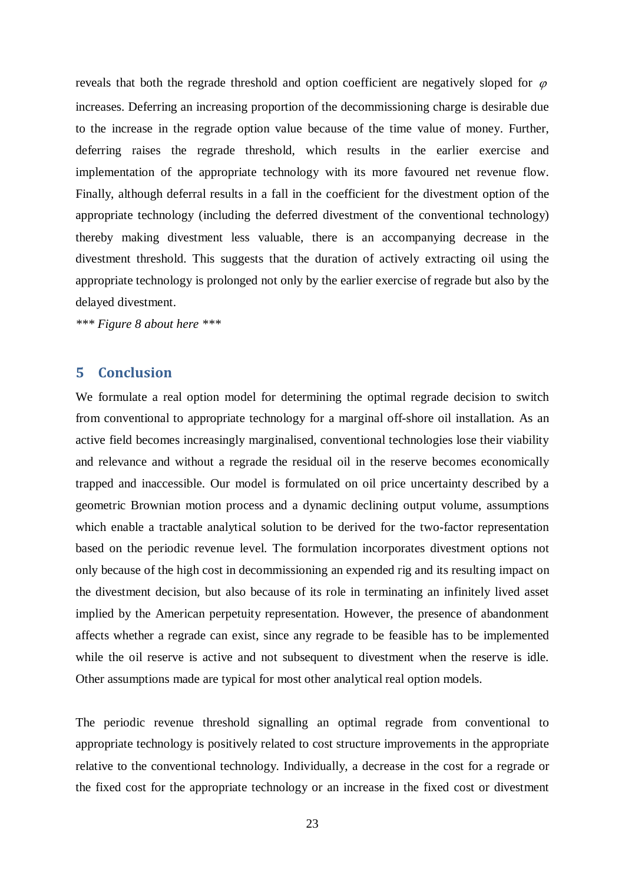reveals that both the regrade threshold and option coefficient are negatively sloped for $\varphi$ increases. Deferring an increasing proportion of the decommissioning charge is desirable due to the increase in the regrade option value because of the time value of money. Further, deferring raises the regrade threshold, which results in the earlier exercise and implementation of the appropriate technology with its more favoured net revenue flow. Finally, although deferral results in a fall in the coefficient for the divestment option of the appropriate technology (including the deferred divestment of the conventional technology) thereby making divestment less valuable, there is an accompanying decrease in the divestment threshold. This suggests that the duration of actively extracting oil using the appropriate technology is prolonged not only by the earlier exercise of regrade but also by the delayed divestment.

*\*\*\* Figure 8 about here \*\*\**

## 5 Conclusion

We formulate a real option model for determining the optimal regrade decision to switch from conventional to appropriate technology for a marginal off-shore oil installation. As an active field becomes increasingly marginalised, conventional technologies lose their viability and relevance and without a regrade the residual oil in the reserve becomes economically trapped and inaccessible. Our model is formulated on oil price uncertainty described by a geometric Brownian motion process and a dynamic declining output volume, assumptions which enable a tractable analytical solution to be derived for the two-factor representation based on the periodic revenue level. The formulation incorporates divestment options not only because of the high cost in decommissioning an expended rig and its resulting impact on the divestment decision, but also because of its role in terminating an infinitely lived asset implied by the American perpetuity representation. However, the presence of abandonment affects whether a regrade can exist, since any regrade to be feasible has to be implemented while the oil reserve is active and not subsequent to divestment when the reserve is idle. Other assumptions made are typical for most other analytical real option models.

The periodic revenue threshold signalling an optimal regrade from conventional to appropriate technology is positively related to cost structure improvements in the appropriate relative to the conventional technology. Individually, a decrease in the cost for a regrade or the fixed cost for the appropriate technology or an increase in the fixed cost or divestment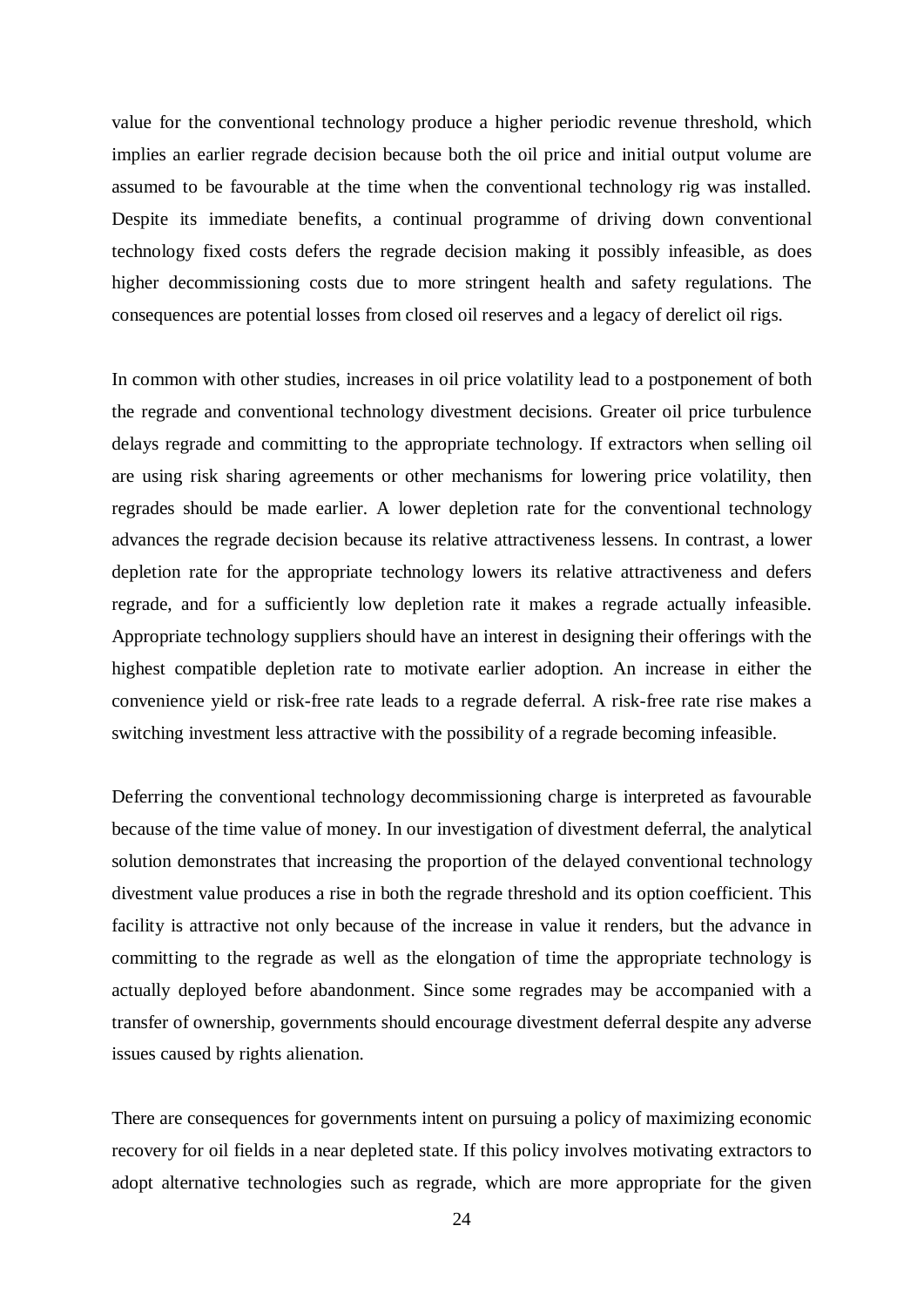value for the conventional technology produce a higher periodic revenue threshold, which implies an earlier regrade decision because both the oil price and initial output volume are assumed to be favourable at the time when the conventional technology rig was installed. Despite its immediate benefits, a continual programme of driving down conventional technology fixed costs defers the regrade decision making it possibly infeasible, as does higher decommissioning costs due to more stringent health and safety regulations. The consequences are potential losses from closed oil reserves and a legacy of derelict oil rigs.

In common with other studies, increases in oil price volatility lead to a postponement of both the regrade and conventional technology divestment decisions. Greater oil price turbulence delays regrade and committing to the appropriate technology. If extractors when selling oil are using risk sharing agreements or other mechanisms for lowering price volatility, then regrades should be made earlier. A lower depletion rate for the conventional technology advances the regrade decision because its relative attractiveness lessens. In contrast, a lower depletion rate for the appropriate technology lowers its relative attractiveness and defers regrade, and for a sufficiently low depletion rate it makes a regrade actually infeasible. Appropriate technology suppliers should have an interest in designing their offerings with the highest compatible depletion rate to motivate earlier adoption. An increase in either the convenience yield or risk-free rate leads to a regrade deferral. A risk-free rate rise makes a switching investment less attractive with the possibility of a regrade becoming infeasible.

Deferring the conventional technology decommissioning charge is interpreted as favourable because of the time value of money. In our investigation of divestment deferral, the analytical solution demonstrates that increasing the proportion of the delayed conventional technology divestment value produces a rise in both the regrade threshold and its option coefficient. This facility is attractive not only because of the increase in value it renders, but the advance in committing to the regrade as well as the elongation of time the appropriate technology is actually deployed before abandonment. Since some regrades may be accompanied with a transfer of ownership, governments should encourage divestment deferral despite any adverse issues caused by rights alienation.

There are consequences for governments intent on pursuing a policy of maximizing economic recovery for oil fields in a near depleted state. If this policy involves motivating extractors to adopt alternative technologies such as regrade, which are more appropriate for the given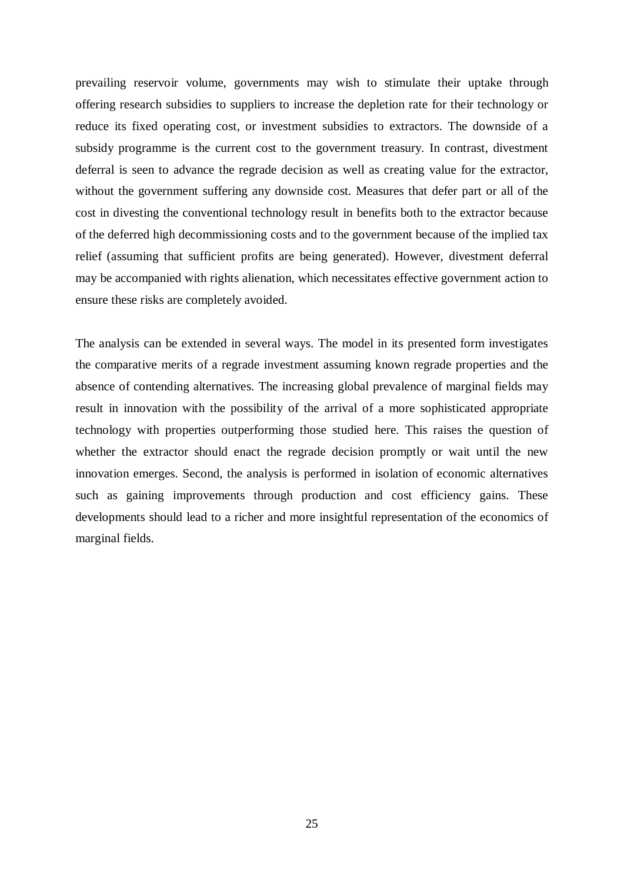prevailing reservoir volume, governments may wish to stimulate their uptake through offering research subsidies to suppliers to increase the depletion rate for their technology or reduce its fixed operating cost, or investment subsidies to extractors. The downside of a subsidy programme is the current cost to the government treasury. In contrast, divestment deferral is seen to advance the regrade decision as well as creating value for the extractor, without the government suffering any downside cost. Measures that defer part or all of the cost in divesting the conventional technology result in benefits both to the extractor because of the deferred high decommissioning costs and to the government because of the implied tax relief (assuming that sufficient profits are being generated). However, divestment deferral may be accompanied with rights alienation, which necessitates effective government action to ensure these risks are completely avoided.

The analysis can be extended in several ways. The model in its presented form investigates the comparative merits of a regrade investment assuming known regrade properties and the absence of contending alternatives. The increasing global prevalence of marginal fields may result in innovation with the possibility of the arrival of a more sophisticated appropriate technology with properties outperforming those studied here. This raises the question of whether the extractor should enact the regrade decision promptly or wait until the new innovation emerges. Second, the analysis is performed in isolation of economic alternatives such as gaining improvements through production and cost efficiency gains. These developments should lead to a richer and more insightful representation of the economics of marginal fields.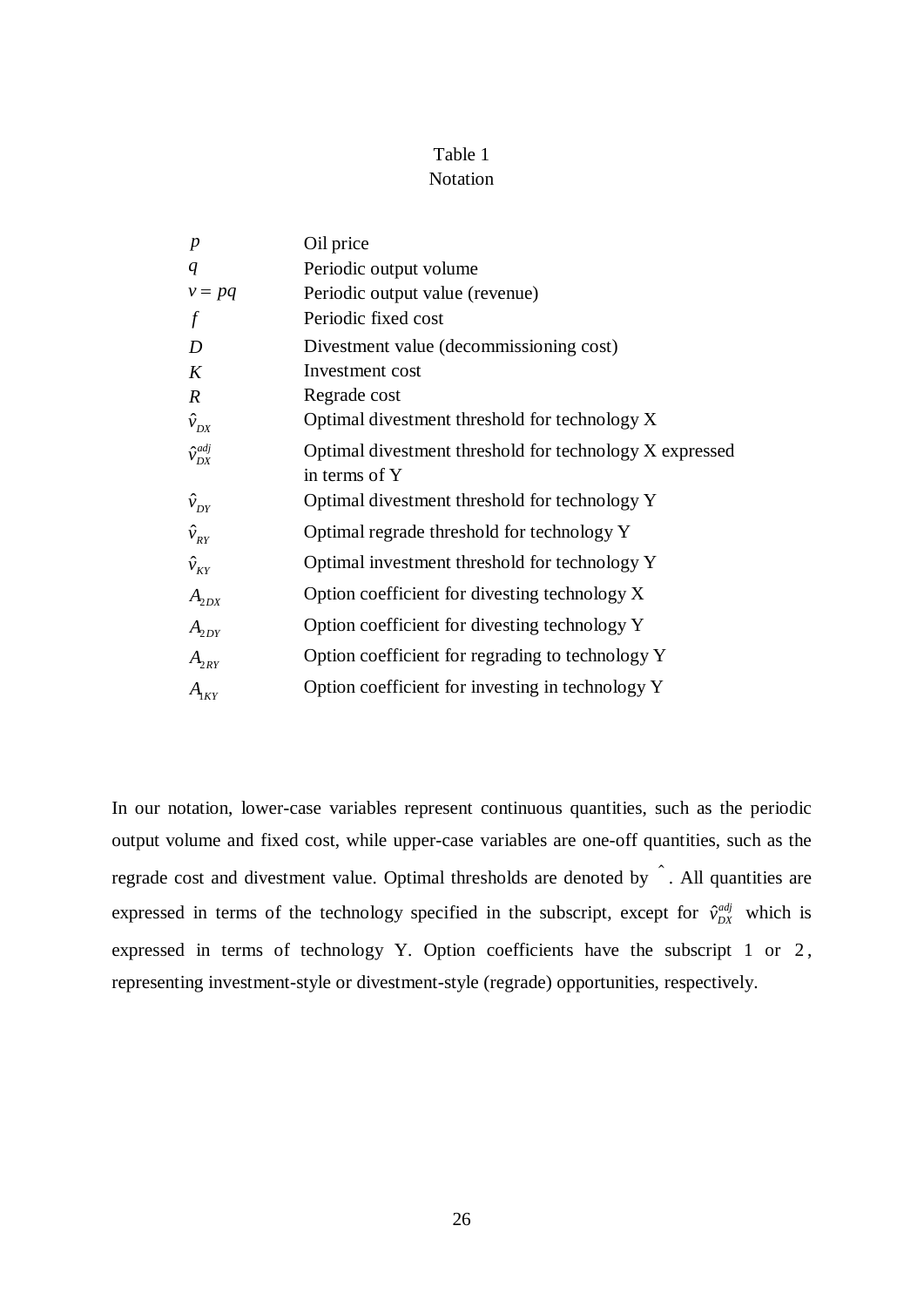Table 1
Notation

| | |
|---|---|
| $p$ | Oil price |
| $q$ | Periodic output volume |
| $v = pq$ | Periodic output value (revenue) |
| $f$ | Periodic fixed cost |
| $D$ | Divestment value (decommissioning cost) |
| $K$ | Investment cost |
| $R$ | Regrade cost |
| $\hat{v}_{DX}$ | Optimal divestment threshold for technology X |
| $\hat{v}_{DX}^{adj}$ | Optimal divestment threshold for technology X expressed in terms of Y |
| $\hat{v}_{DY}$ | Optimal divestment threshold for technology Y |
| $\hat{v}_{RY}$ | Optimal regrade threshold for technology Y |
| $\hat{v}_{KY}$ | Optimal investment threshold for technology Y |
| $A_{2DX}$ | Option coefficient for divesting technology X |
| $A_{2DY}$ | Option coefficient for divesting technology Y |
| $A_{2RY}$ | Option coefficient for regrading to technology Y |
| $A_{1KY}$ | Option coefficient for investing in technology Y |

In our notation, lower-case variables represent continuous quantities, such as the periodic output volume and fixed cost, while upper-case variables are one-off quantities, such as the regrade cost and divestment value. Optimal thresholds are denoted by $\hat{}$ . All quantities are expressed in terms of the technology specified in the subscript, except for $\hat{v}_{DX}^{adj}$ which is expressed in terms of technology Y. Option coefficients have the subscript $1$ or $2$, representing investment-style or divestment-style (regrade) opportunities, respectively.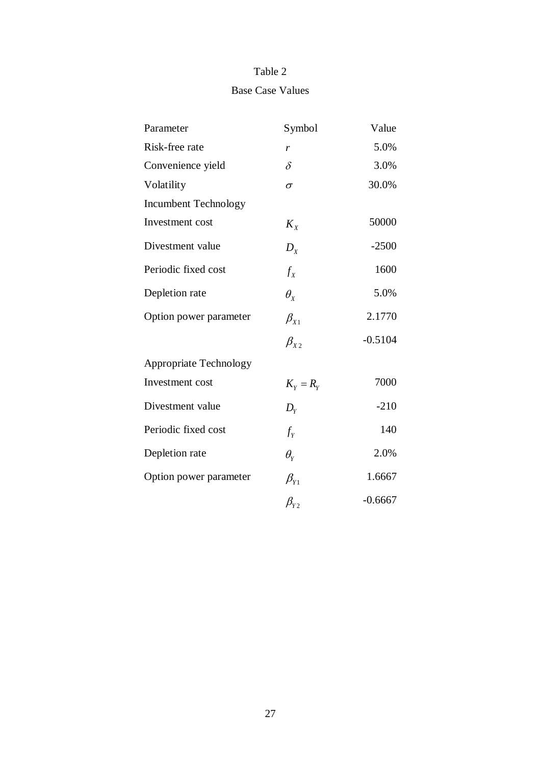Table 2

Base Case Values

| Parameter | Symbol | Value |
|---|---|---|
| Risk-free rate | $r$ | 5.0% |
| Convenience yield | $\delta$ | 3.0% |
| Volatility | $\sigma$ | 30.0% |
| Incumbent Technology | | |
| Investment cost | $K_X$ | 50000 |
| Divestment value | $D_X$ | -2500 |
| Periodic fixed cost | $f_X$ | 1600 |
| Depletion rate | $\theta_X$ | 5.0% |
| Option power parameter | $\beta_{X1}$ | 2.1770 |
| | $\beta_{X2}$ | -0.5104 |
| Appropriate Technology | | |
| Investment cost | $K_Y = R_Y$ | 7000 |
| Divestment value | $D_Y$ | -210 |
| Periodic fixed cost | $f_Y$ | 140 |
| Depletion rate | $\theta_Y$ | 2.0% |
| Option power parameter | $\beta_{Y1}$ | 1.6667 |
| | $\beta_{Y2}$ | -0.6667 |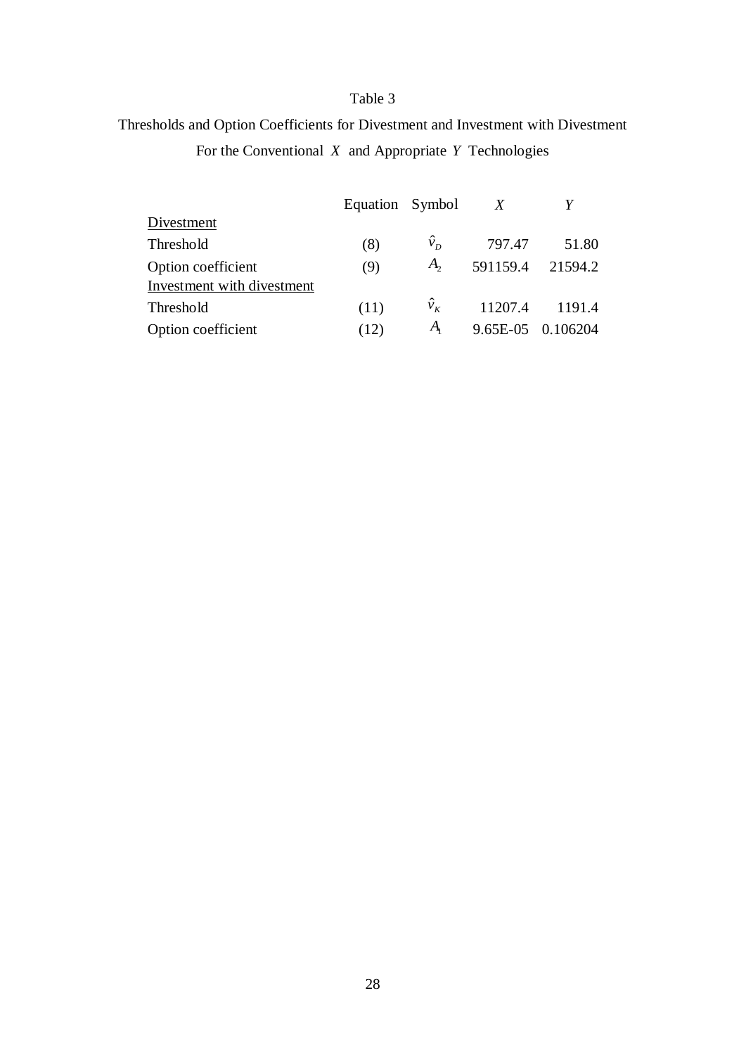Table 3

Thresholds and Option Coefficients for Divestment and Investment with Divestment For the Conventional $X$ and Appropriate $Y$ Technologies

| | Equation | Symbol | $X$ | $Y$ |
|---|---|---|---|---|
| Divestment | | | | |
| Threshold | (8) | $\hat{v}_D$ | 797.47 | 51.80 |
| Option coefficient | (9) | $A_2$ | 591159.4 | 21594.2 |
| Investment with divestment | | | | |
| Threshold | (11) | $\hat{v}_K$ | 11207.4 | 1191.4 |
| Option coefficient | (12) | $A_1$ | 9.65E-05 | 0.106204 |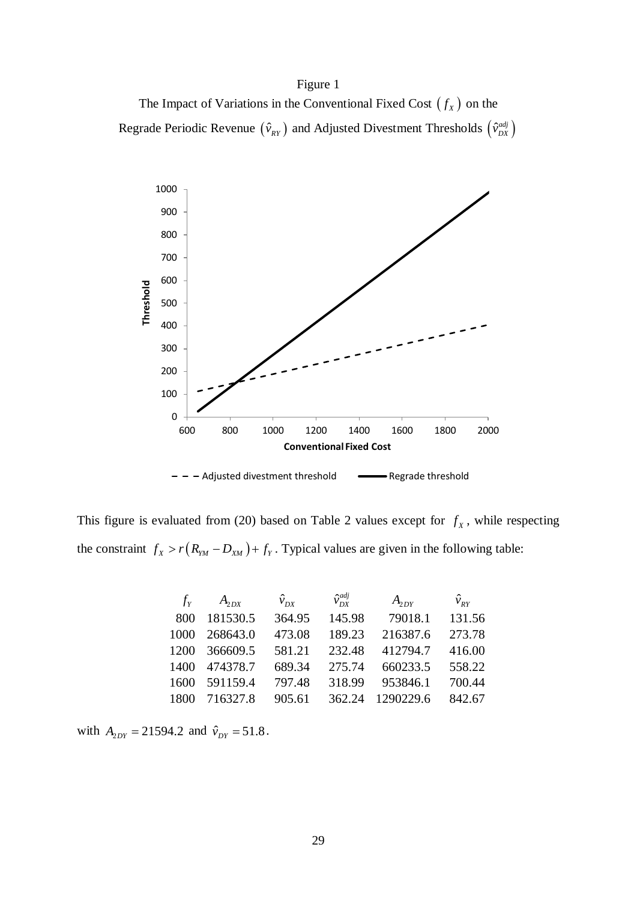Figure 1

The Impact of Variations in the Conventional Fixed Cost $\left(f_X\right)$ on the Regrade Periodic Revenue $\left(\hat{v}_{RY}\right)$ and Adjusted Divestment Thresholds $\left(\hat{v}_{DX}^{adj}\right)$

This figure is evaluated from (20) based on Table 2 values except for $f_X$, while respecting the constraint $f_X > r\left(R_{YM} - D_{XM}\right) + f_Y$. Typical values are given in the following table:

| $f_Y$ | $A_{2DX}$ | $\hat{v}_{DX}$ | $\hat{v}_{DX}^{adj}$ | $A_{2DY}$ | $\hat{v}_{RY}$ |
|---|---|---|---|---|---|
| 800 | 181530.5 | 364.95 | 145.98 | 79018.1 | 131.56 |
| 1000 | 268643.0 | 473.08 | 189.23 | 216387.6 | 273.78 |
| 1200 | 366609.5 | 581.21 | 232.48 | 412794.7 | 416.00 |
| 1400 | 474378.7 | 689.34 | 275.74 | 660233.5 | 558.22 |
| 1600 | 591159.4 | 797.48 | 318.99 | 953846.1 | 700.44 |
| 1800 | 716327.8 | 905.61 | 362.24 | 1290229.6 | 842.67 |

with $A_{2DY} = 21594.2$ and $\hat{v}_{DY} = 51.8$.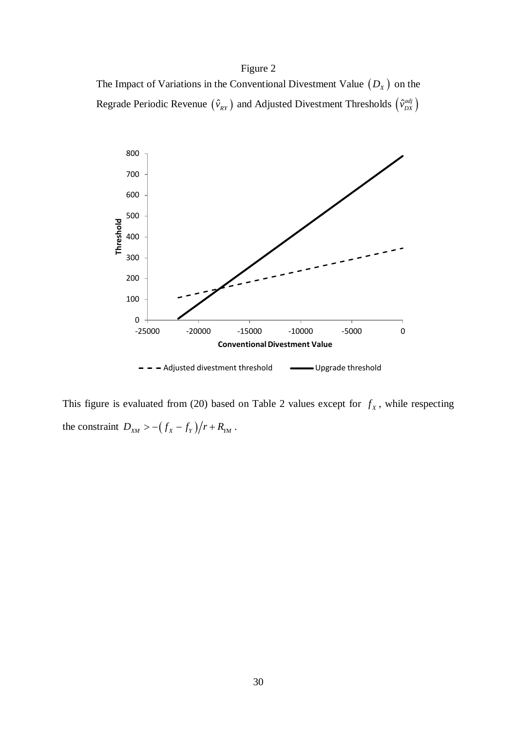Figure 2

The Impact of Variations in the Conventional Divestment Value $\left(D_X\right)$ on the Regrade Periodic Revenue $\left(\hat{v}_{RY}\right)$ and Adjusted Divestment Thresholds $\left(\hat{v}_{DX}^{adj}\right)$

This figure is evaluated from (20) based on Table 2 values except for $f_X$, while respecting the constraint $D_{XM} > -\left(f_X - f_Y\right)/r + R_{YM}$.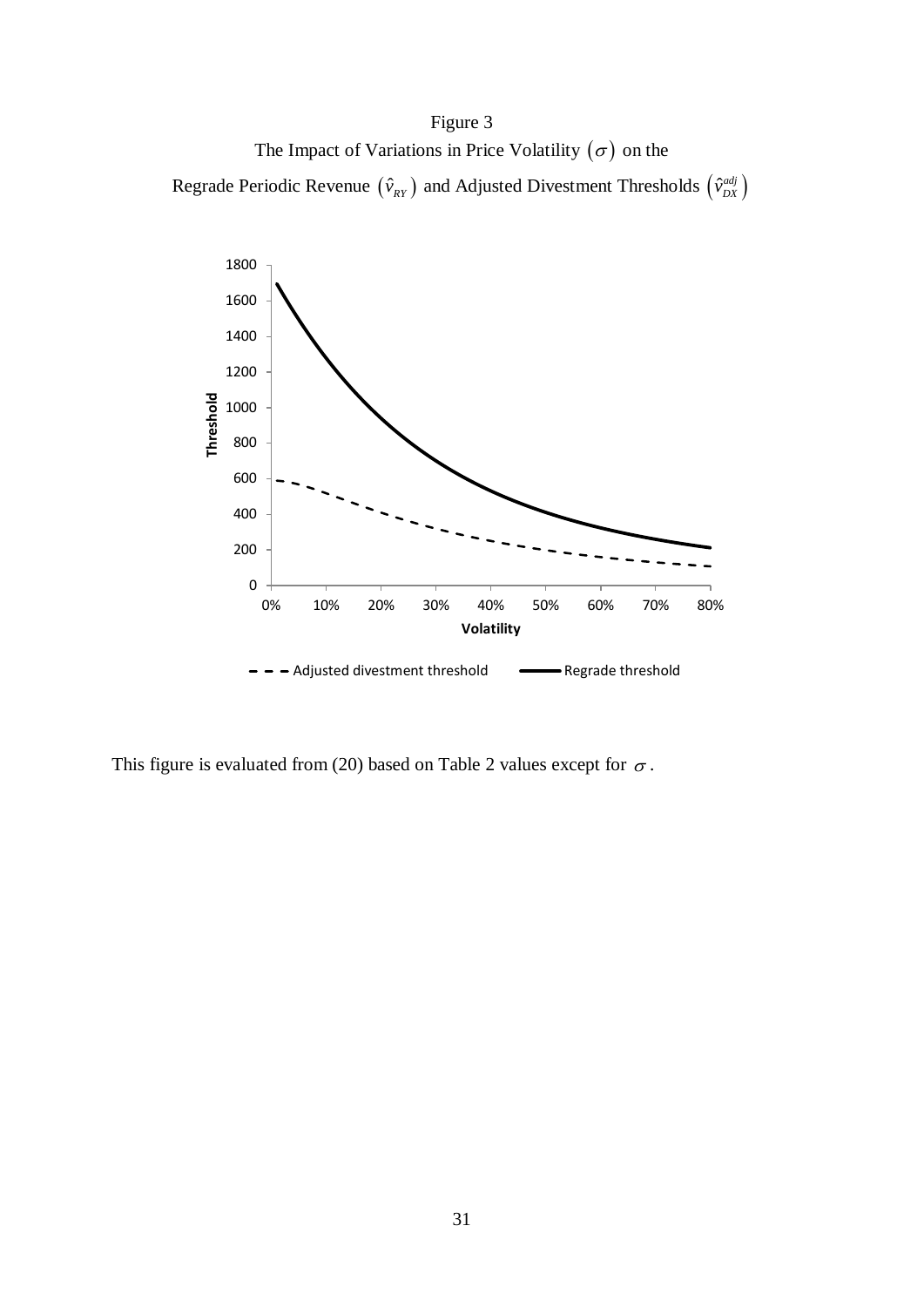Figure 3

The Impact of Variations in Price Volatility $(\sigma)$ on the

Regrade Periodic Revenue $(\hat{v}_{RY})$ and Adjusted Divestment Thresholds $(\hat{v}_{DX}^{adj})$

This figure is evaluated from (20) based on Table 2 values except for $\sigma$.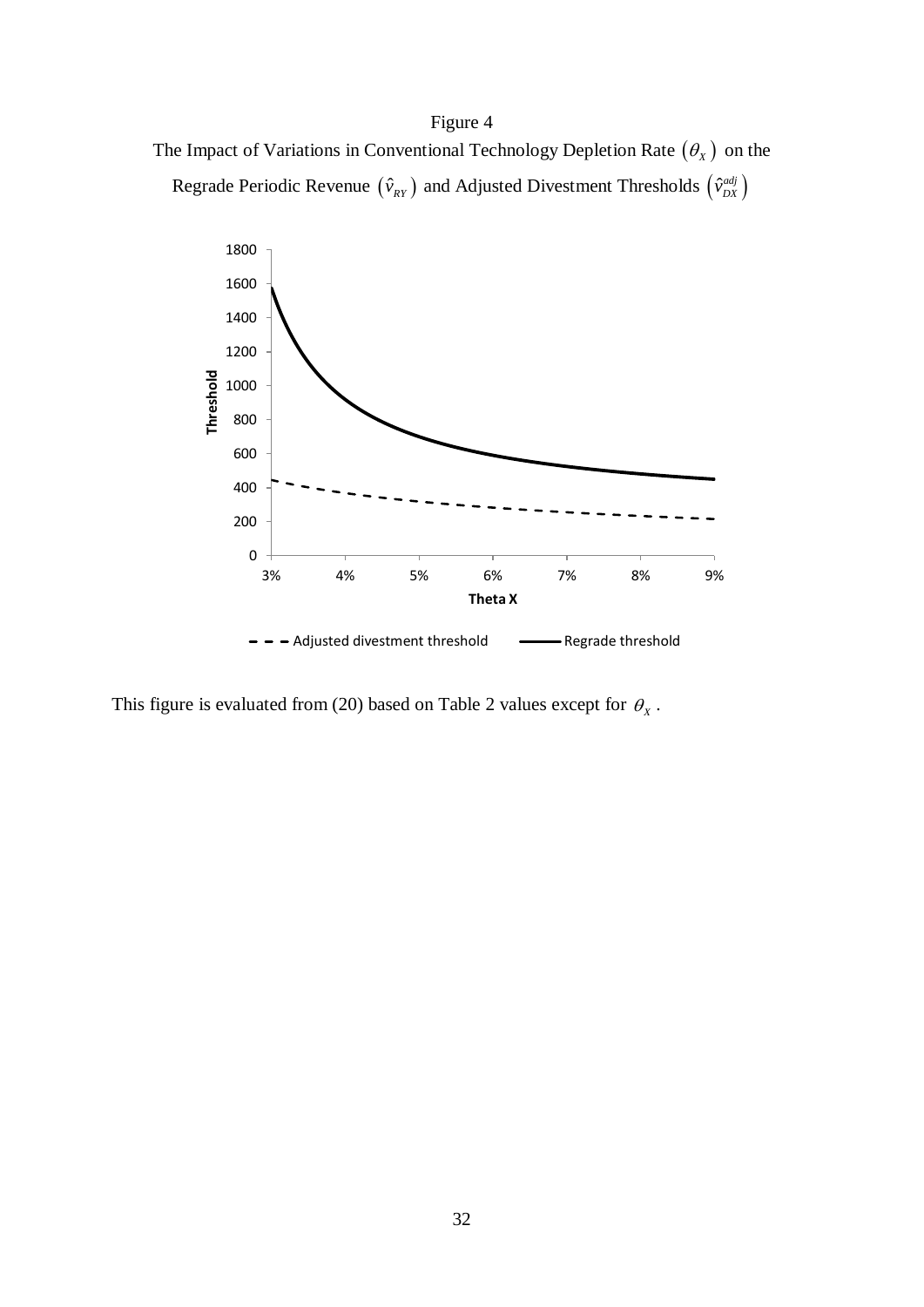Figure 4

The Impact of Variations in Conventional Technology Depletion Rate $(\theta_X)$ on the Regrade Periodic Revenue $(\hat{v}_{RY})$ and Adjusted Divestment Thresholds $(\hat{v}_{DX}^{adj})$

This figure is evaluated from (20) based on Table 2 values except for $\theta_X$.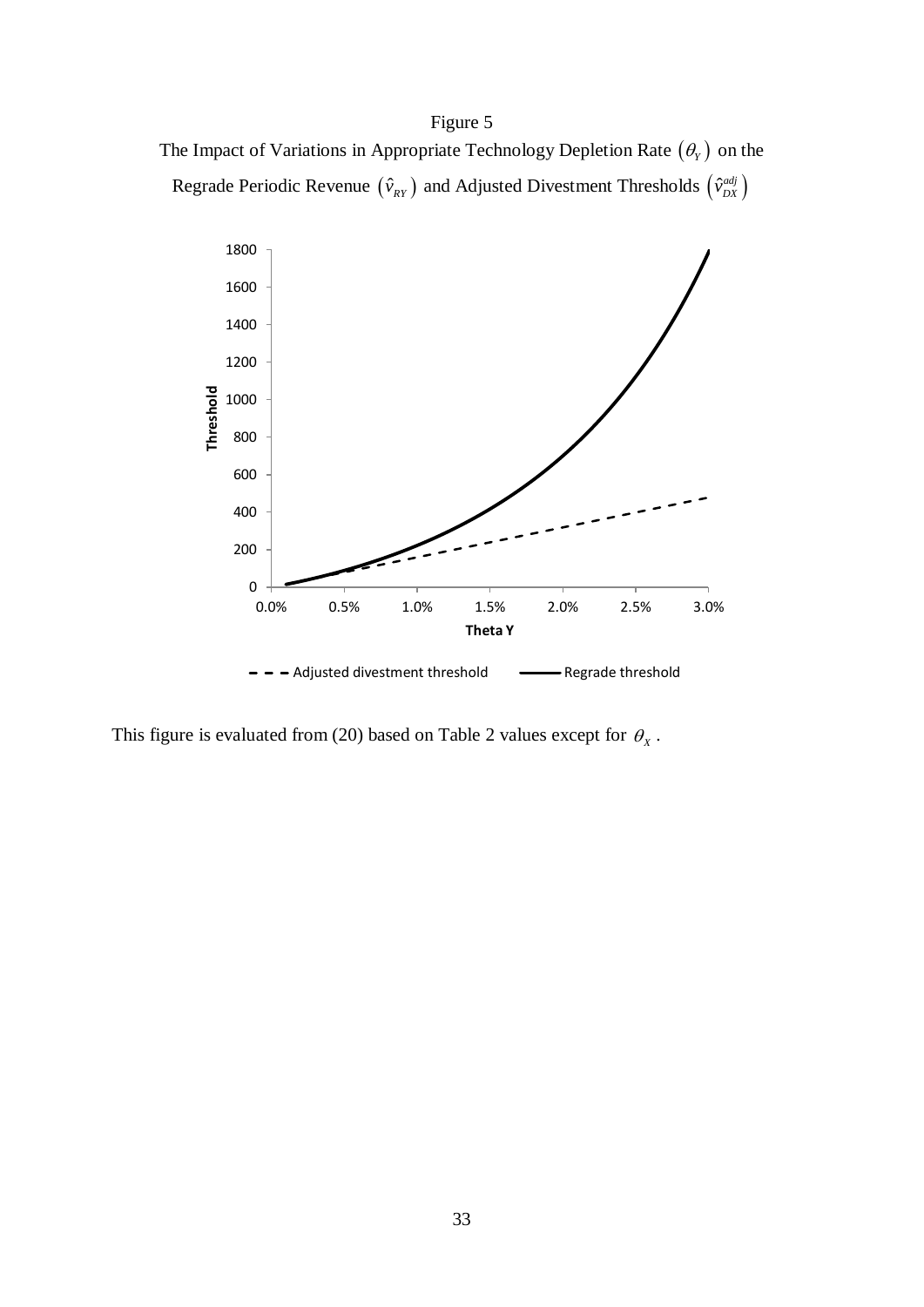Figure 5

The Impact of Variations in Appropriate Technology Depletion Rate $(\theta_Y)$ on the Regrade Periodic Revenue $(\hat{v}_{RY})$ and Adjusted Divestment Thresholds $(\hat{v}_{DX}^{adj})$

This figure is evaluated from (20) based on Table 2 values except for $\theta_X$.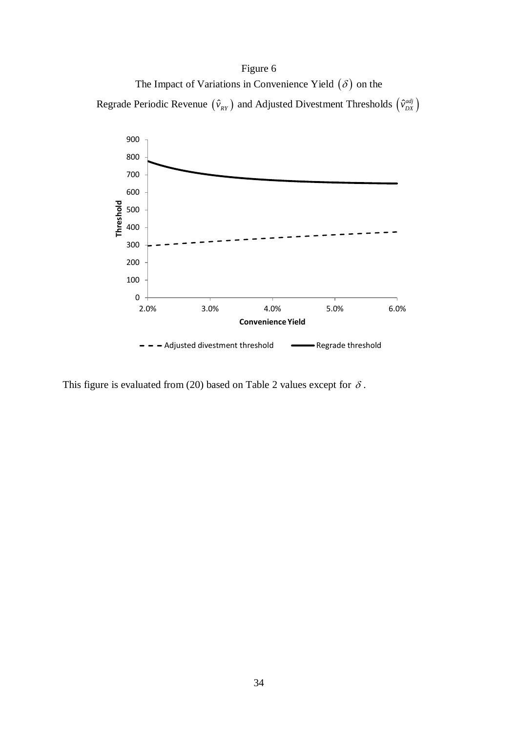Figure 6

The Impact of Variations in Convenience Yield $(\delta)$ on the Regrade Periodic Revenue $(\hat{v}_{RY})$ and Adjusted Divestment Thresholds $(\hat{v}_{DX}^{adj})$

This figure is evaluated from (20) based on Table 2 values except for $\delta$.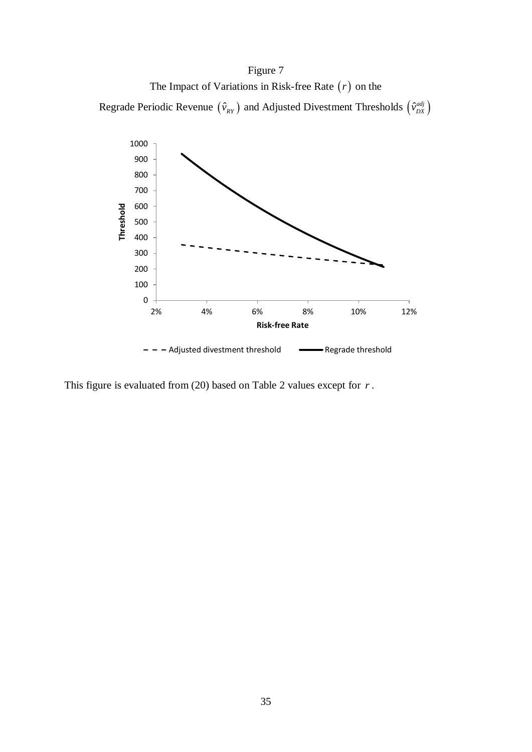Figure 7

The Impact of Variations in Risk-free Rate $(r)$ on the

Regrade Periodic Revenue $(\hat{v}_{RY})$ and Adjusted Divestment Thresholds $(\hat{v}_{DX}^{adj})$

This figure is evaluated from (20) based on Table 2 values except for $r$.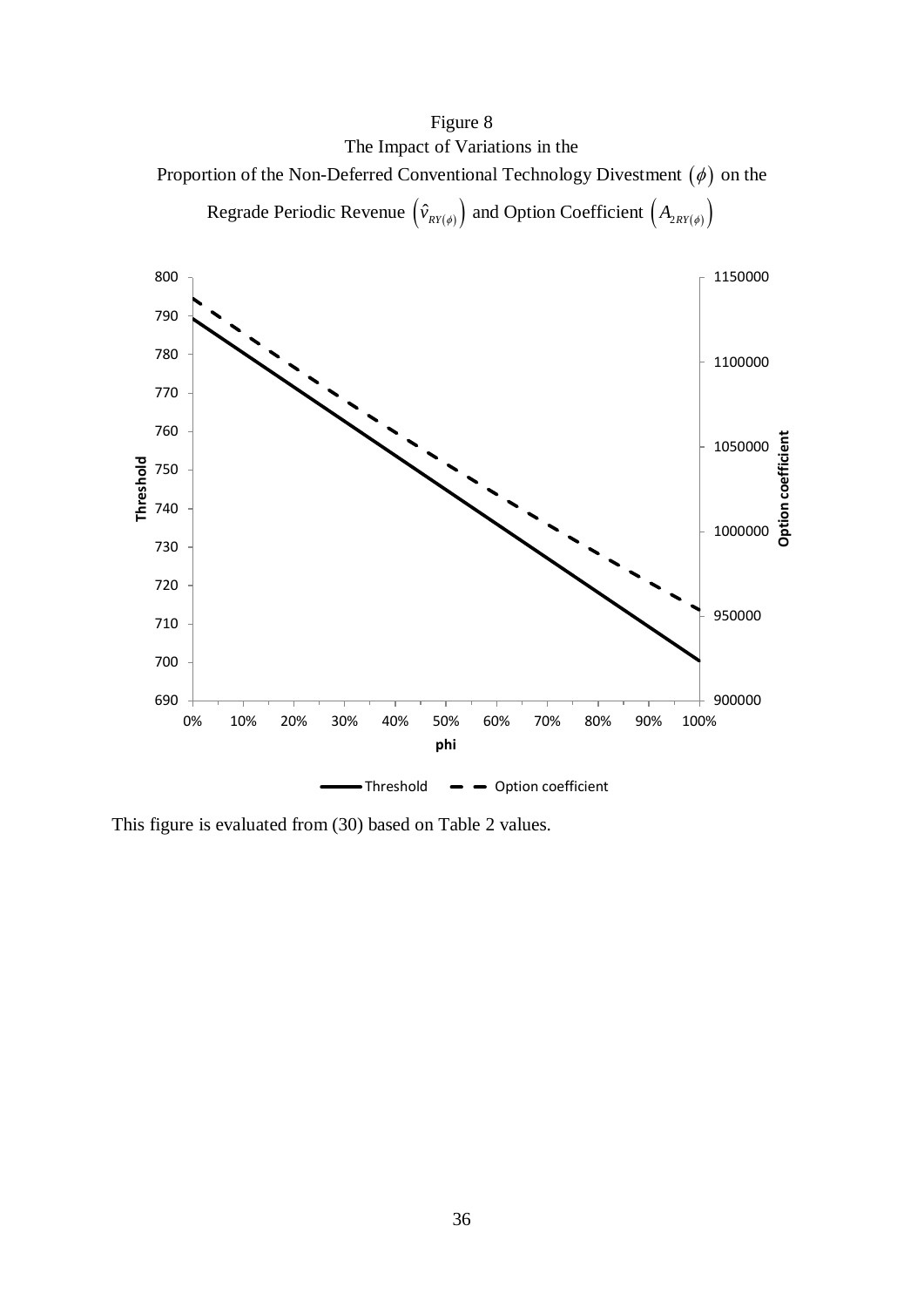Figure 8

The Impact of Variations in the

Proportion of the Non-Deferred Conventional Technology Divestment $(\phi)$ on the

Regrade Periodic Revenue $\left(\hat{v}_{RY(\phi)}\right)$ and Option Coefficient $\left(A_{2RY(\phi)}\right)$

This figure is evaluated from (30) based on Table 2 values.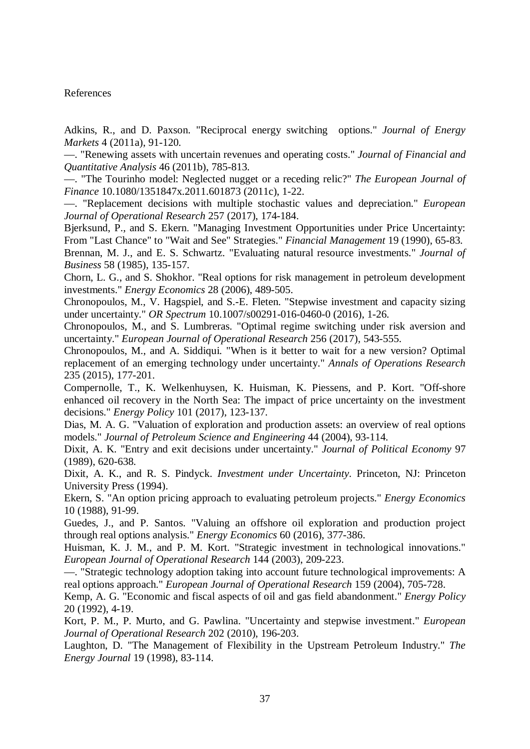# References

Adkins, R., and D. Paxson. "Reciprocal energy switching options." *Journal of Energy Markets* 4 (2011a), 91-120.

—. "Renewing assets with uncertain revenues and operating costs." *Journal of Financial and Quantitative Analysis* 46 (2011b), 785-813.

—. "The Tourinho model: Neglected nugget or a receding relic?" *The European Journal of Finance* 10.1080/1351847x.2011.601873 (2011c), 1-22.

—. "Replacement decisions with multiple stochastic values and depreciation." *European Journal of Operational Research* 257 (2017), 174-184.

Bjerksund, P., and S. Ekern. "Managing Investment Opportunities under Price Uncertainty: From "Last Chance" to "Wait and See" Strategies." *Financial Management* 19 (1990), 65-83.

Brennan, M. J., and E. S. Schwartz. "Evaluating natural resource investments." *Journal of Business* 58 (1985), 135-157.

Chorn, L. G., and S. Shokhor. "Real options for risk management in petroleum development investments." *Energy Economics* 28 (2006), 489-505.

Chronopoulos, M., V. Hagspiel, and S.-E. Fleten. "Stepwise investment and capacity sizing under uncertainty." *OR Spectrum* 10.1007/s00291-016-0460-0 (2016), 1-26.

Chronopoulos, M., and S. Lumbreras. "Optimal regime switching under risk aversion and uncertainty." *European Journal of Operational Research* 256 (2017), 543-555.

Chronopoulos, M., and A. Siddiqui. "When is it better to wait for a new version? Optimal replacement of an emerging technology under uncertainty." *Annals of Operations Research* 235 (2015), 177-201.

Compernolle, T., K. Welkenhuysen, K. Huisman, K. Piessens, and P. Kort. "Off-shore enhanced oil recovery in the North Sea: The impact of price uncertainty on the investment decisions." *Energy Policy* 101 (2017), 123-137.

Dias, M. A. G. "Valuation of exploration and production assets: an overview of real options models." *Journal of Petroleum Science and Engineering* 44 (2004), 93-114.

Dixit, A. K. "Entry and exit decisions under uncertainty." *Journal of Political Economy* 97 (1989), 620-638.

Dixit, A. K., and R. S. Pindyck. *Investment under Uncertainty*. Princeton, NJ: Princeton University Press (1994).

Ekern, S. "An option pricing approach to evaluating petroleum projects." *Energy Economics* 10 (1988), 91-99.

Guedes, J., and P. Santos. "Valuing an offshore oil exploration and production project through real options analysis." *Energy Economics* 60 (2016), 377-386.

Huisman, K. J. M., and P. M. Kort. "Strategic investment in technological innovations." *European Journal of Operational Research* 144 (2003), 209-223.

—. "Strategic technology adoption taking into account future technological improvements: A real options approach." *European Journal of Operational Research* 159 (2004), 705-728.

Kemp, A. G. "Economic and fiscal aspects of oil and gas field abandonment." *Energy Policy* 20 (1992), 4-19.

Kort, P. M., P. Murto, and G. Pawlina. "Uncertainty and stepwise investment." *European Journal of Operational Research* 202 (2010), 196-203.

Laughton, D. "The Management of Flexibility in the Upstream Petroleum Industry." *The Energy Journal* 19 (1998), 83-114.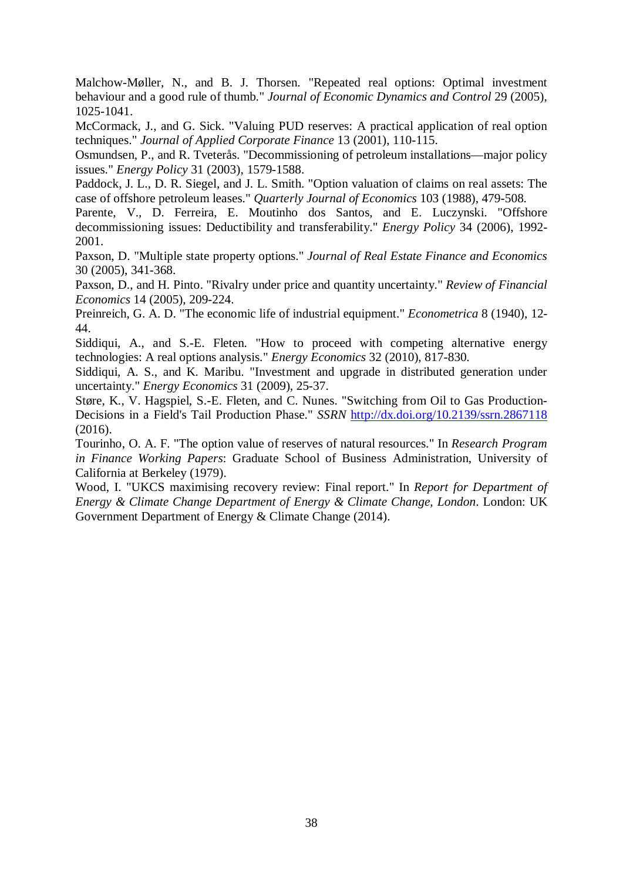Malchow-Møller, N., and B. J. Thorsen. "Repeated real options: Optimal investment behaviour and a good rule of thumb." *Journal of Economic Dynamics and Control* 29 (2005), 1025-1041.

McCormack, J., and G. Sick. "Valuing PUD reserves: A practical application of real option techniques." *Journal of Applied Corporate Finance* 13 (2001), 110-115.

Osmundsen, P., and R. Tveterås. "Decommissioning of petroleum installations—major policy issues." *Energy Policy* 31 (2003), 1579-1588.

Paddock, J. L., D. R. Siegel, and J. L. Smith. "Option valuation of claims on real assets: The case of offshore petroleum leases." *Quarterly Journal of Economics* 103 (1988), 479-508.

Parente, V., D. Ferreira, E. Moutinho dos Santos, and E. Luczynski. "Offshore decommissioning issues: Deductibility and transferability." *Energy Policy* 34 (2006), 1992-2001.

Paxson, D. "Multiple state property options." *Journal of Real Estate Finance and Economics* 30 (2005), 341-368.

Paxson, D., and H. Pinto. "Rivalry under price and quantity uncertainty." *Review of Financial Economics* 14 (2005), 209-224.

Preinreich, G. A. D. "The economic life of industrial equipment." *Econometrica* 8 (1940), 12-44.

Siddiqui, A., and S.-E. Fleten. "How to proceed with competing alternative energy technologies: A real options analysis." *Energy Economics* 32 (2010), 817-830.

Siddiqui, A. S., and K. Maribu. "Investment and upgrade in distributed generation under uncertainty." *Energy Economics* 31 (2009), 25-37.

Støre, K., V. Hagspiel, S.-E. Fleten, and C. Nunes. "Switching from Oil to Gas Production-Decisions in a Field's Tail Production Phase." *SSRN* http://dx.doi.org/10.2139/ssrn.2867118 (2016).

Tourinho, O. A. F. "The option value of reserves of natural resources." In *Research Program in Finance Working Papers*: Graduate School of Business Administration, University of California at Berkeley (1979).

Wood, I. "UKCS maximising recovery review: Final report." In *Report for Department of Energy & Climate Change Department of Energy & Climate Change, London*. London: UK Government Department of Energy & Climate Change (2014).